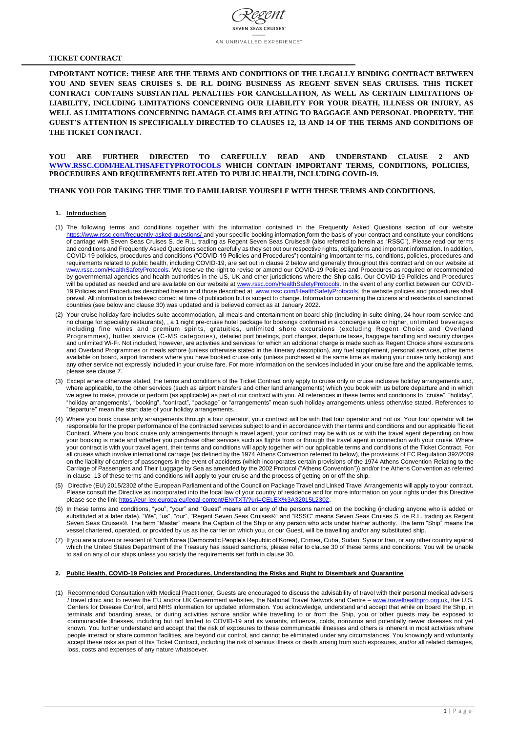## TICKET CONTRACT

**IMPORTANT NOTICE: THESE ARE THE TERMS AND CONDITIONS OF THE LEGALLY BINDING CONTRACT BETWEEN YOU AND SEVEN SEAS CRUISES S. DE R.L DOING BUSINESS AS REGENT SEVEN SEAS CRUISES. THIS TICKET CONTRACT CONTAINS SUBSTANTIAL PENALTIES FOR CANCELLATION, AS WELL AS CERTAIN LIMITATIONS OF LIABILITY, INCLUDING LIMITATIONS CONCERNING OUR LIABILITY FOR YOUR DEATH, ILLNESS OR INJURY, AS WELL AS LIMITATIONS CONCERNING DAMAGE CLAIMS RELATING TO BAGGAGE AND PERSONAL PROPERTY. THE GUEST'S ATTENTION IS SPECIFICALLY DIRECTED TO CLAUSES 12, 13 AND 14 OF THE TERMS AND CONDITIONS OF THE TICKET CONTRACT.**

**YOU ARE FURTHER DIRECTED TO CAREFULLY READ AND UNDERSTAND CLAUSE 2 AND [WWW.RSSC.COM/HEALTHSAFETYPROTOCOLS](http://www.rssc.com/healthsafetyprotocols) WHICH CONTAIN IMPORTANT TERMS, CONDITIONS, POLICIES, PROCEDURES AND REQUIREMENTS RELATED TO PUBLIC HEALTH, INCLUDING COVID-19.**

**THANK YOU FOR TAKING THE TIME TO FAMILIARISE YOURSELF WITH THESE TERMS AND CONDITIONS.**

### 1. Introduction

(1) The following terms and conditions together with the information contained in the Frequently Asked Questions section of our website https://www.rssc.com/frequently-asked-questions/ and your specific booking information form the basis of your contract and constitute your conditions of carriage with Seven Seas Cruises S. de R.L. trading as Regent Seven Seas Cruises® (also referred to herein as "RSSC"). Please read our terms and conditions and Frequently Asked Questions section carefully as they set out our respective rights, obligations and important information. In addition, COVID-19 policies, procedures and conditions ("COVID-19 Policies and Procedures") containing important terms, conditions, policies, procedures and requirements related to public health, including COVID-19, are set out in clause 2 below and generally throughout this contract and on our website at www.rssc.com/HealthSafetyProtocols. We reserve the right to revise or amend our COVID-19 Policies and Procedures as required or recommended by governmental agencies and health authorities in the US, UK and other jurisdictions where the Ship calls. Our COVID-19 Policies and Procedures will be updated as needed and are available on our website at www.rssc.com/HealthSafetyProtocols. In the event of any conflict between our COVID-19 Policies and Procedures described herein and those described at www.rssc.com/HealthSafetyProtocols, the website policies and procedures shall prevail. All information is believed correct at time of publication but is subject to change. Information concerning the citizens and residents of sanctioned countries (see below and clause 30) was updated and is believed correct as at January 2022.

(2) Your cruise holiday fare includes suite accommodation, all meals and entertainment on board ship (including in-suite dining, 24 hour room service and no charge for speciality restaurants), , a 1 night pre-cruise hotel package for bookings confirmed in a concierge suite or higher, unlimited beverages including fine wines and premium spirits, gratuities, unlimited shore excursions (excluding Regent Choice and Overland Programmes), butler service (C-MS categories), detailed port briefings, port charges, departure taxes, baggage handling and security charges and unlimited Wi-Fi. Not included, however, are activities and services for which an additional charge is made such as Regent Choice shore excursions and Overland Programmes or meals ashore (unless otherwise stated in the itinerary description), any fuel supplement, personal services, other items available on board, airport transfers where you have booked cruise only (unless purchased at the same time as making your cruise only booking) and any other service not expressly included in your cruise fare. For more information on the services included in your cruise fare and the applicable terms, please see clause 7.

(3) Except where otherwise stated, the terms and conditions of the Ticket Contract only apply to cruise only or cruise inclusive holiday arrangements and, where applicable, to the other services (such as airport transfers and other land arrangements) which you book with us before departure and in which we agree to make, provide or perform (as applicable) as part of our contract with you. All references in these terms and conditions to "cruise", "holiday", "holiday arrangements", "booking", "contract", "package" or "arrangements" mean such holiday arrangements unless otherwise stated. References to "departure" mean the start date of your holiday arrangements.

(4) Where you book cruise only arrangements through a tour operator, your contract will be with that tour operator and not us. Your tour operator will be responsible for the proper performance of the contracted services subject to and in accordance with their terms and conditions and our applicable Ticket Contract. Where you book cruise only arrangements through a travel agent, your contract may be with us or with the travel agent depending on how your booking is made and whether you purchase other services such as flights from or through the travel agent in connection with your cruise. Where your contract is with your travel agent, their terms and conditions will apply together with our applicable terms and conditions of the Ticket Contract. For all cruises which involve international carriage (as defined by the 1974 Athens Convention referred to below), the provisions of EC Regulation 392/2009 on the liability of carriers of passengers in the event of accidents (which incorporates certain provisions of the 1974 Athens Convention Relating to the Carriage of Passengers and Their Luggage by Sea as amended by the 2002 Protocol ("Athens Convention")) and/or the Athens Convention as referred in clause 13 of these terms and conditions will apply to your cruise and the process of getting on or off the ship.

(5) Directive (EU) 2015/2302 of the European Parliament and of the Council on Package Travel and Linked Travel Arrangements will apply to your contract. Please consult the Directive as incorporated into the local law of your country of residence and for more information on your rights under this Directive please see the link https://eur-lex.europa.eu/legal-content/EN/TXT/?uri=CELEX%3A32015L2302.

(6) In these terms and conditions, "you", "your" and "Guest" means all or any of the persons named on the booking (including anyone who is added or substituted at a later date). "We", "us", "our", "Regent Seven Seas Cruises®" and "RSSC" means Seven Seas Cruises S. de R.L. trading as Regent Seven Seas Cruises®. The term "Master" means the Captain of the Ship or any person who acts under his/her authority. The term "Ship" means the vessel chartered, operated, or provided by us as the carrier on which you, or our Guest, will be travelling and/or any substituted ship.

(7) If you are a citizen or resident of North Korea (Democratic People's Republic of Korea), Crimea, Cuba, Sudan, Syria or Iran, or any other country against which the United States Department of the Treasury has issued sanctions, please refer to clause 30 of these terms and conditions. You will be unable to sail on any of our ships unless you satisfy the requirements set forth in clause 30.

### 2. Public Health, COVID-19 Policies and Procedures, Understanding the Risks and Right to Disembark and Quarantine

(1) Recommended Consultation with Medical Practitioner. Guests are encouraged to discuss the advisability of travel with their personal medical advisers / travel clinic and to review the EU and/or UK Government websites, the National Travel Network and Centre – www.travelhealthpro.org.uk, the U.S. Centers for Disease Control, and NHS information for updated information. You acknowledge, understand and accept that while on board the Ship, in terminals and boarding areas, or during activities ashore and/or while travelling to or from the Ship, you or other guests may be exposed to communicable illnesses, including but not limited to COVID-19 and its variants, influenza, colds, norovirus and potentially newer diseases not yet known. You further understand and accept that the risk of exposures to these communicable illnesses and others is inherent in most activities where people interact or share common facilities, are beyond our control, and cannot be eliminated under any circumstances. You knowingly and voluntarily accept these risks as part of this Ticket Contract, including the risk of serious illness or death arising from such exposures, and/or all related damages, loss, costs and expenses of any nature whatsoever.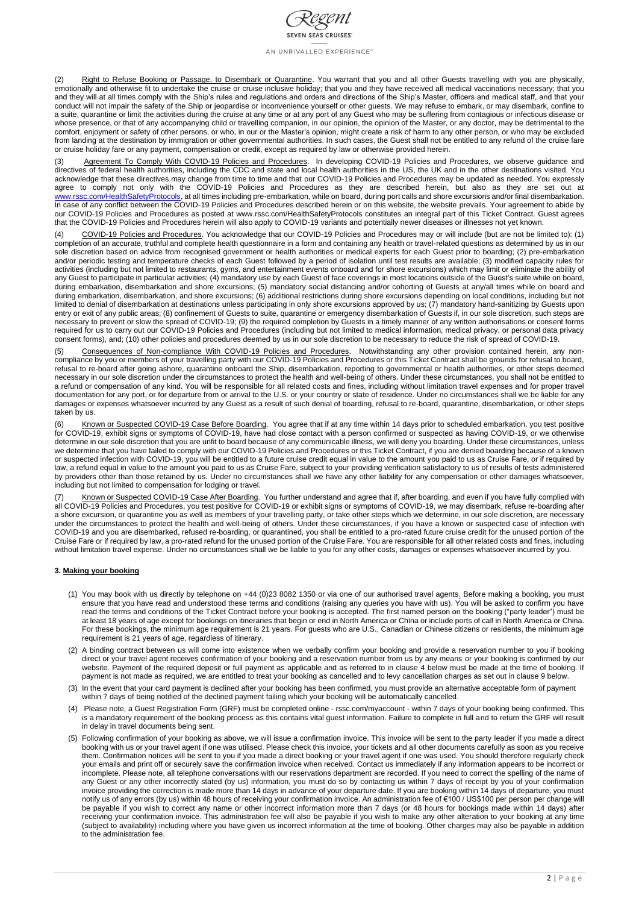(2) Right to Refuse Booking or Passage, to Disembark or Quarantine. You warrant that you and all other Guests travelling with you are physically, emotionally and otherwise fit to undertake the cruise or cruise inclusive holiday; that you and they have received all medical vaccinations necessary; that you and they will at all times comply with the Ship's rules and regulations and orders and directions of the Ship's Master, officers and medical staff, and that your conduct will not impair the safety of the Ship or jeopardise or inconvenience yourself or other guests. We may refuse to embark, or may disembark, confine to a suite, quarantine or limit the activities during the cruise at any time or at any port of any Guest who may be suffering from contagious or infectious disease or whose presence, or that of any accompanying child or travelling companion, in our opinion, the opinion of the Master, or any doctor, may be detrimental to the comfort, enjoyment or safety of other persons, or who, in our or the Master's opinion, might create a risk of harm to any other person, or who may be excluded from landing at the destination by immigration or other governmental authorities. In such cases, the Guest shall not be entitled to any refund of the cruise fare or cruise holiday fare or any payment, compensation or credit, except as required by law or otherwise provided herein.

(3) Agreement To Comply With COVID-19 Policies and Procedures. In developing COVID-19 Policies and Procedures, we observe guidance and directives of federal health authorities, including the CDC and state and local health authorities in the US, the UK and in the other destinations visited. You acknowledge that these directives may change from time to time and that our COVID-19 Policies and Procedures may be updated as needed. You expressly agree to comply not only with the COVID-19 Policies and Procedures as they are described herein, but also as they are set out at www.rssc.com/HealthSafetyProtocols, at all times including pre-embarkation, while on board, during port calls and shore excursions and/or final disembarkation. In case of any conflict between the COVID-19 Policies and Procedures described herein or on this website, the website prevails. Your agreement to abide by our COVID-19 Policies and Procedures as posted at www.rssc.com/HealthSafetyProtocols constitutes an integral part of this Ticket Contract. Guest agrees that the COVID-19 Policies and Procedures herein will also apply to COVID-19 variants and potentially newer diseases or illnesses not yet known.

(4) COVID-19 Policies and Procedures. You acknowledge that our COVID-19 Policies and Procedures may or will include (but are not be limited to): (1) completion of an accurate, truthful and complete health questionnaire in a form and containing any health or travel-related questions as determined by us in our sole discretion based on advice from recognised government or health authorities or medical experts for each Guest prior to boarding; (2) pre-embarkation and/or periodic testing and temperature checks of each Guest followed by a period of isolation until test results are available; (3) modified capacity rules for activities (including but not limited to restaurants, gyms, and entertainment events onboard and for shore excursions) which may limit or eliminate the ability of any Guest to participate in particular activities; (4) mandatory use by each Guest of face coverings in most locations outside of the Guest's suite while on board, during embarkation, disembarkation and shore excursions; (5) mandatory social distancing and/or cohorting of Guests at any/all times while on board and during embarkation, disembarkation, and shore excursions; (6) additional restrictions during shore excursions depending on local conditions, including but not limited to denial of disembarkation at destinations unless participating in only shore excursions approved by us; (7) mandatory hand-sanitizing by Guests upon entry or exit of any public areas; (8) confinement of Guests to suite, quarantine or emergency disembarkation of Guests if, in our sole discretion, such steps are necessary to prevent or slow the spread of COVID-19; (9) the required completion by Guests in a timely manner of any written authorisations or consent forms required for us to carry out our COVID-19 Policies and Procedures (including but not limited to medical information, medical privacy, or personal data privacy consent forms), and; (10) other policies and procedures deemed by us in our sole discretion to be necessary to reduce the risk of spread of COVID-19.

(5) Consequences of Non-compliance With COVID-19 Policies and Procedures. Notwithstanding any other provision contained herein, any non-compliance by you or members of your travelling party with our COVID-19 Policies and Procedures or this Ticket Contract shall be grounds for refusal to board, refusal to re-board after going ashore, quarantine onboard the Ship, disembarkation, reporting to governmental or health authorities, or other steps deemed necessary in our sole discretion under the circumstances to protect the health and well-being of others. Under these circumstances, you shall not be entitled to a refund or compensation of any kind. You will be responsible for all related costs and fines, including without limitation travel expenses and for proper travel documentation for any port, or for departure from or arrival to the U.S. or your country or state of residence. Under no circumstances shall we be liable for any damages or expenses whatsoever incurred by any Guest as a result of such denial of boarding, refusal to re-board, quarantine, disembarkation, or other steps taken by us.

(6) Known or Suspected COVID-19 Case Before Boarding. You agree that if at any time within 14 days prior to scheduled embarkation, you test positive for COVID-19, exhibit signs or symptoms of COVID-19, have had close contact with a person confirmed or suspected as having COVID-19, or we otherwise determine in our sole discretion that you are unfit to board because of any communicable illness, we will deny you boarding. Under these circumstances, unless we determine that you have failed to comply with our COVID-19 Policies and Procedures or this Ticket Contract, if you are denied boarding because of a known or suspected infection with COVID-19, you will be entitled to a future cruise credit equal in value to the amount you paid to us as Cruise Fare, or if required by law, a refund equal in value to the amount you paid to us as Cruise Fare, subject to your providing verification satisfactory to us of results of tests administered by providers other than those retained by us. Under no circumstances shall we have any other liability for any compensation or other damages whatsoever, including but not limited to compensation for lodging or travel.

(7) Known or Suspected COVID-19 Case After Boarding. You further understand and agree that if, after boarding, and even if you have fully complied with all COVID-19 Policies and Procedures, you test positive for COVID-19 or exhibit signs or symptoms of COVID-19, we may disembark, refuse re-boarding after a shore excursion, or quarantine you as well as members of your travelling party, or take other steps which we determine, in our sole discretion, are necessary under the circumstances to protect the health and well-being of others. Under these circumstances, if you have a known or suspected case of infection with COVID-19 and you are disembarked, refused re-boarding, or quarantined, you shall be entitled to a pro-rated future cruise credit for the unused portion of the Cruise Fare or if required by law, a pro-rated refund for the unused portion of the Cruise Fare. You are responsible for all other related costs and fines, including without limitation travel expense. Under no circumstances shall we be liable to you for any other costs, damages or expenses whatsoever incurred by you.

## 3. Making your booking

(1) You may book with us directly by telephone on +44 (0)23 8082 1350 or via one of our authorised travel agents. Before making a booking, you must ensure that you have read and understood these terms and conditions (raising any queries you have with us). You will be asked to confirm you have read the terms and conditions of the Ticket Contract before your booking is accepted. The first named person on the booking ("party leader") must be at least 18 years of age except for bookings on itineraries that begin or end in North America or China or include ports of call in North America or China. For these bookings, the minimum age requirement is 21 years. For guests who are U.S., Canadian or Chinese citizens or residents, the minimum age requirement is 21 years of age, regardless of itinerary.

(2) A binding contract between us will come into existence when we verbally confirm your booking and provide a reservation number to you if booking direct or your travel agent receives confirmation of your booking and a reservation number from us by any means or your booking is confirmed by our website. Payment of the required deposit or full payment as applicable and as referred to in clause 4 below must be made at the time of booking. If payment is not made as required, we are entitled to treat your booking as cancelled and to levy cancellation charges as set out in clause 9 below.

(3) In the event that your card payment is declined after your booking has been confirmed, you must provide an alternative acceptable form of payment within 7 days of being notified of the declined payment failing which your booking will be automatically cancelled.

(4) Please note, a Guest Registration Form (GRF) must be completed online - rssc.com/myaccount - within 7 days of your booking being confirmed. This is a mandatory requirement of the booking process as this contains vital guest information. Failure to complete in full and to return the GRF will result in delay in travel documents being sent.

(5) Following confirmation of your booking as above, we will issue a confirmation invoice. This invoice will be sent to the party leader if you made a direct booking with us or your travel agent if one was utilised. Please check this invoice, your tickets and all other documents carefully as soon as you receive them. Confirmation notices will be sent to you if you made a direct booking or your travel agent if one was used. You should therefore regularly check your emails and print off or securely save the confirmation invoice when received. Contact us immediately if any information appears to be incorrect or incomplete. Please note, all telephone conversations with our reservations department are recorded. If you need to correct the spelling of the name of any Guest or any other incorrectly stated (by us) information, you must do so by contacting us within 7 days of receipt by you of your confirmation invoice providing the correction is made more than 14 days in advance of your departure date. If you are booking within 14 days of departure, you must notify us of any errors (by us) within 48 hours of receiving your confirmation invoice. An administration fee of €100 / US$100 per person per change will be payable if you wish to correct any name or other incorrect information more than 7 days (or 48 hours for bookings made within 14 days) after receiving your confirmation invoice. This administration fee will also be payable if you wish to make any other alteration to your booking at any time (subject to availability) including where you have given us incorrect information at the time of booking. Other charges may also be payable in addition to the administration fee.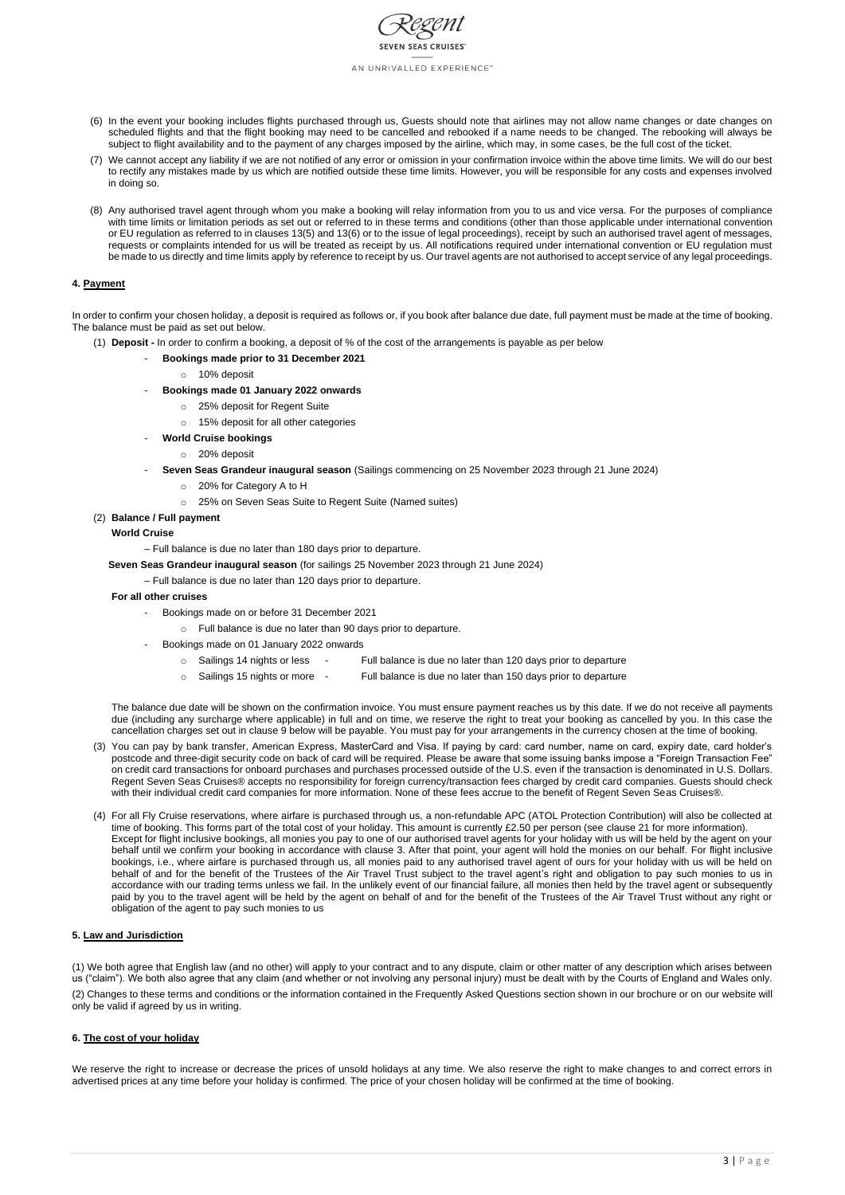(6) In the event your booking includes flights purchased through us, Guests should note that airlines may not allow name changes or date changes on scheduled flights and that the flight booking may need to be cancelled and rebooked if a name needs to be changed. The rebooking will always be subject to flight availability and to the payment of any charges imposed by the airline, which may, in some cases, be the full cost of the ticket.

(7) We cannot accept any liability if we are not notified of any error or omission in your confirmation invoice within the above time limits. We will do our best to rectify any mistakes made by us which are notified outside these time limits. However, you will be responsible for any costs and expenses involved in doing so.

(8) Any authorised travel agent through whom you make a booking will relay information from you to us and vice versa. For the purposes of compliance with time limits or limitation periods as set out or referred to in these terms and conditions (other than those applicable under international convention or EU regulation as referred to in clauses 13(5) and 13(6) or to the issue of legal proceedings), receipt by such an authorised travel agent of messages, requests or complaints intended for us will be treated as receipt by us. All notifications required under international convention or EU regulation must be made to us directly and time limits apply by reference to receipt by us. Our travel agents are not authorised to accept service of any legal proceedings.

### 4. Payment

In order to confirm your chosen holiday, a deposit is required as follows or, if you book after balance due date, full payment must be made at the time of booking. The balance must be paid as set out below.

(1) **Deposit -** In order to confirm a booking, a deposit of % of the cost of the arrangements is payable as per below

- **Bookings made prior to 31 December 2021**
  - 10% deposit
- **Bookings made 01 January 2022 onwards**
  - 25% deposit for Regent Suite
  - 15% deposit for all other categories
- **World Cruise bookings**
  - 20% deposit
- **Seven Seas Grandeur inaugural season** (Sailings commencing on 25 November 2023 through 21 June 2024)
  - 20% for Category A to H
  - 25% on Seven Seas Suite to Regent Suite (Named suites)

(2) **Balance / Full payment**

**World Cruise**

– Full balance is due no later than 180 days prior to departure.

**Seven Seas Grandeur inaugural season** (for sailings 25 November 2023 through 21 June 2024)

– Full balance is due no later than 120 days prior to departure.

**For all other cruises**

- Bookings made on or before 31 December 2021
  - Full balance is due no later than 90 days prior to departure.
- Bookings made on 01 January 2022 onwards
  - Sailings 14 nights or less - Full balance is due no later than 120 days prior to departure
  - Sailings 15 nights or more - Full balance is due no later than 150 days prior to departure

The balance due date will be shown on the confirmation invoice. You must ensure payment reaches us by this date. If we do not receive all payments due (including any surcharge where applicable) in full and on time, we reserve the right to treat your booking as cancelled by you. In this case the cancellation charges set out in clause 9 below will be payable. You must pay for your arrangements in the currency chosen at the time of booking.

(3) You can pay by bank transfer, American Express, MasterCard and Visa. If paying by card: card number, name on card, expiry date, card holder's postcode and three-digit security code on back of card will be required. Please be aware that some issuing banks impose a "Foreign Transaction Fee" on credit card transactions for onboard purchases and purchases processed outside of the U.S. even if the transaction is denominated in U.S. Dollars. Regent Seven Seas Cruises® accepts no responsibility for foreign currency/transaction fees charged by credit card companies. Guests should check with their individual credit card companies for more information. None of these fees accrue to the benefit of Regent Seven Seas Cruises®.

(4) For all Fly Cruise reservations, where airfare is purchased through us, a non-refundable APC (ATOL Protection Contribution) will also be collected at time of booking. This forms part of the total cost of your holiday. This amount is currently £2.50 per person (see clause 21 for more information). Except for flight inclusive bookings, all monies you pay to one of our authorised travel agents for your holiday with us will be held by the agent on your behalf until we confirm your booking in accordance with clause 3. After that point, your agent will hold the monies on our behalf. For flight inclusive bookings, i.e., where airfare is purchased through us, all monies paid to any authorised travel agent of ours for your holiday with us will be held on behalf of and for the benefit of the Trustees of the Air Travel Trust subject to the travel agent's right and obligation to pay such monies to us in accordance with our trading terms unless we fail. In the unlikely event of our financial failure, all monies then held by the travel agent or subsequently paid by you to the travel agent will be held by the agent on behalf of and for the benefit of the Trustees of the Air Travel Trust without any right or obligation of the agent to pay such monies to us

### 5. Law and Jurisdiction

(1) We both agree that English law (and no other) will apply to your contract and to any dispute, claim or other matter of any description which arises between us ("claim"). We both also agree that any claim (and whether or not involving any personal injury) must be dealt with by the Courts of England and Wales only.

(2) Changes to these terms and conditions or the information contained in the Frequently Asked Questions section shown in our brochure or on our website will only be valid if agreed by us in writing.

### 6. The cost of your holiday

We reserve the right to increase or decrease the prices of unsold holidays at any time. We also reserve the right to make changes to and correct errors in advertised prices at any time before your holiday is confirmed. The price of your chosen holiday will be confirmed at the time of booking.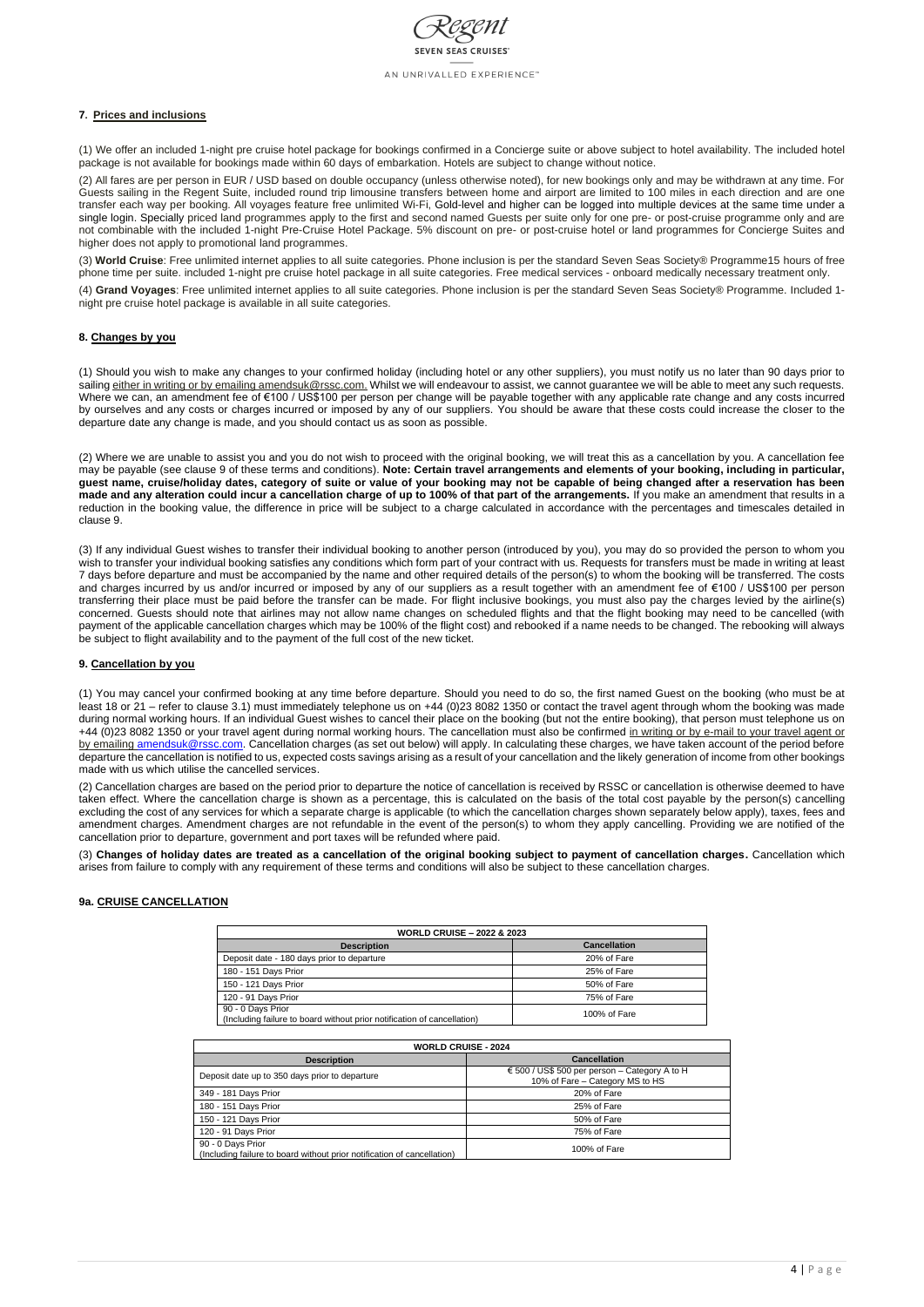## 7. Prices and inclusions

(1) We offer an included 1-night pre cruise hotel package for bookings confirmed in a Concierge suite or above subject to hotel availability. The included hotel package is not available for bookings made within 60 days of embarkation. Hotels are subject to change without notice.

(2) All fares are per person in EUR / USD based on double occupancy (unless otherwise noted), for new bookings only and may be withdrawn at any time. For Guests sailing in the Regent Suite, included round trip limousine transfers between home and airport are limited to 100 miles in each direction and are one transfer each way per booking. All voyages feature free unlimited Wi-Fi, Gold-level and higher can be logged into multiple devices at the same time under a single login. Specially priced land programmes apply to the first and second named Guests per suite only for one pre- or post-cruise programme only and are not combinable with the included 1-night Pre-Cruise Hotel Package. 5% discount on pre- or post-cruise hotel or land programmes for Concierge Suites and higher does not apply to promotional land programmes.

(3) **World Cruise**: Free unlimited internet applies to all suite categories. Phone inclusion is per the standard Seven Seas Society® Programme15 hours of free phone time per suite. included 1-night pre cruise hotel package in all suite categories. Free medical services - onboard medically necessary treatment only.

(4) **Grand Voyages**: Free unlimited internet applies to all suite categories. Phone inclusion is per the standard Seven Seas Society® Programme. Included 1-night pre cruise hotel package is available in all suite categories.

## 8. Changes by you

(1) Should you wish to make any changes to your confirmed holiday (including hotel or any other suppliers), you must notify us no later than 90 days prior to sailing either in writing or by emailing amendsuk@rssc.com. Whilst we will endeavour to assist, we cannot guarantee we will be able to meet any such requests. Where we can, an amendment fee of €100 / US$100 per person per change will be payable together with any applicable rate change and any costs incurred by ourselves and any costs or charges incurred or imposed by any of our suppliers. You should be aware that these costs could increase the closer to the departure date any change is made, and you should contact us as soon as possible.

(2) Where we are unable to assist you and you do not wish to proceed with the original booking, we will treat this as a cancellation by you. A cancellation fee may be payable (see clause 9 of these terms and conditions). **Note: Certain travel arrangements and elements of your booking, including in particular, guest name, cruise/holiday dates, category of suite or value of your booking may not be capable of being changed after a reservation has been made and any alteration could incur a cancellation charge of up to 100% of that part of the arrangements.** If you make an amendment that results in a reduction in the booking value, the difference in price will be subject to a charge calculated in accordance with the percentages and timescales detailed in clause 9.

(3) If any individual Guest wishes to transfer their individual booking to another person (introduced by you), you may do so provided the person to whom you wish to transfer your individual booking satisfies any conditions which form part of your contract with us. Requests for transfers must be made in writing at least 7 days before departure and must be accompanied by the name and other required details of the person(s) to whom the booking will be transferred. The costs and charges incurred by us and/or incurred or imposed by any of our suppliers as a result together with an amendment fee of €100 / US$100 per person transferring their place must be paid before the transfer can be made. For flight inclusive bookings, you must also pay the charges levied by the airline(s) concerned. Guests should note that airlines may not allow name changes on scheduled flights and that the flight booking may need to be cancelled (with payment of the applicable cancellation charges which may be 100% of the flight cost) and rebooked if a name needs to be changed. The rebooking will always be subject to flight availability and to the payment of the full cost of the new ticket.

## 9. Cancellation by you

(1) You may cancel your confirmed booking at any time before departure. Should you need to do so, the first named Guest on the booking (who must be at least 18 or 21 – refer to clause 3.1) must immediately telephone us on +44 (0)23 8082 1350 or contact the travel agent through whom the booking was made during normal working hours. If an individual Guest wishes to cancel their place on the booking (but not the entire booking), that person must telephone us on +44 (0)23 8082 1350 or your travel agent during normal working hours. The cancellation must also be confirmed in writing or by e-mail to your travel agent or by emailing amendsuk@rssc.com. Cancellation charges (as set out below) will apply. In calculating these charges, we have taken account of the period before departure the cancellation is notified to us, expected costs savings arising as a result of your cancellation and the likely generation of income from other bookings made with us which utilise the cancelled services.

(2) Cancellation charges are based on the period prior to departure the notice of cancellation is received by RSSC or cancellation is otherwise deemed to have taken effect. Where the cancellation charge is shown as a percentage, this is calculated on the basis of the total cost payable by the person(s) cancelling excluding the cost of any services for which a separate charge is applicable (to which the cancellation charges shown separately below apply), taxes, fees and amendment charges. Amendment charges are not refundable in the event of the person(s) to whom they apply cancelling. Providing we are notified of the cancellation prior to departure, government and port taxes will be refunded where paid.

(3) **Changes of holiday dates are treated as a cancellation of the original booking subject to payment of cancellation charges.** Cancellation which arises from failure to comply with any requirement of these terms and conditions will also be subject to these cancellation charges.

## 9a. CRUISE CANCELLATION

| WORLD CRUISE – 2022 & 2023 | |
|---|---|
| **Description** | **Cancellation** |
| Deposit date - 180 days prior to departure | 20% of Fare |
| 180 - 151 Days Prior | 25% of Fare |
| 150 - 121 Days Prior | 50% of Fare |
| 120 - 91 Days Prior | 75% of Fare |
| 90 - 0 Days Prior (Including failure to board without prior notification of cancellation) | 100% of Fare |

| WORLD CRUISE - 2024 | |
|---|---|
| **Description** | **Cancellation** |
| Deposit date up to 350 days prior to departure | € 500 / US$ 500 per person – Category A to H<br>10% of Fare – Category MS to HS |
| 349 - 181 Days Prior | 20% of Fare |
| 180 - 151 Days Prior | 25% of Fare |
| 150 - 121 Days Prior | 50% of Fare |
| 120 - 91 Days Prior | 75% of Fare |
| 90 - 0 Days Prior (Including failure to board without prior notification of cancellation) | 100% of Fare |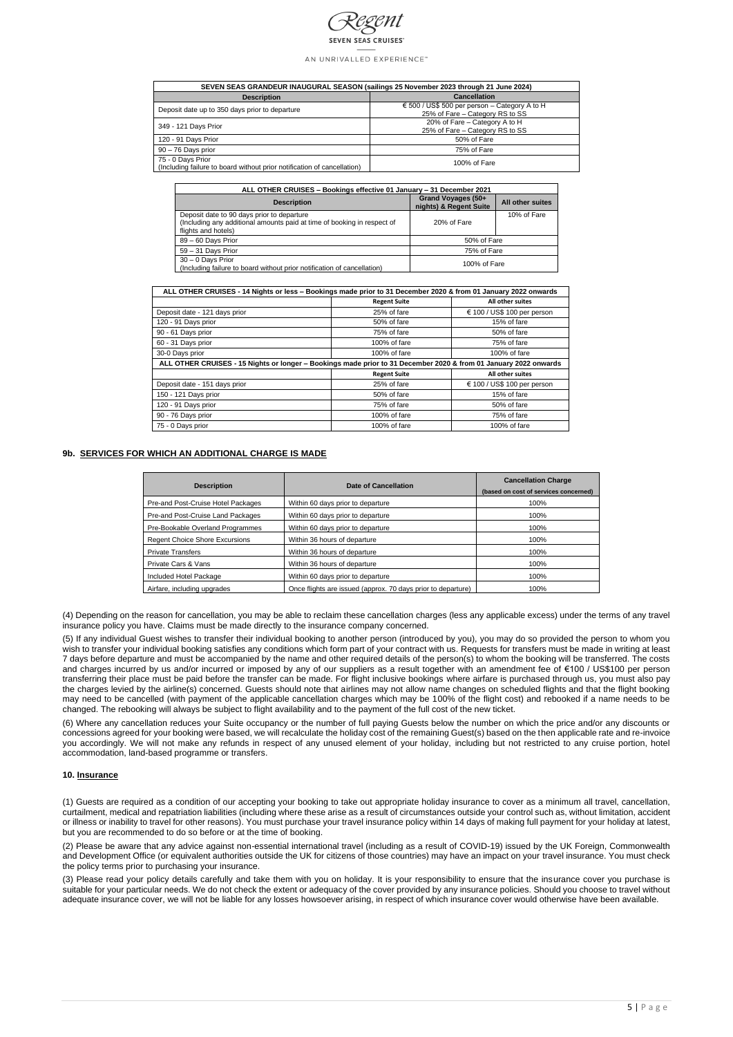| SEVEN SEAS GRANDEUR INAUGURAL SEASON (sailings 25 November 2023 through 21 June 2024) | |
|---|---|
| **Description** | **Cancellation** |
| Deposit date up to 350 days prior to departure | € 500 / US$ 500 per person – Category A to H<br>25% of Fare – Category RS to SS |
| 349 - 121 Days Prior | 20% of Fare – Category A to H<br>25% of Fare – Category RS to SS |
| 120 - 91 Days Prior | 50% of Fare |
| 90 – 76 Days prior | 75% of Fare |
| 75 - 0 Days Prior<br>(Including failure to board without prior notification of cancellation) | 100% of Fare |

| ALL OTHER CRUISES – Bookings effective 01 January – 31 December 2021 | | |
|---|---|---|
| **Description** | **Grand Voyages (50+ nights) & Regent Suite** | **All other suites** |
| Deposit date to 90 days prior to departure<br>(Including any additional amounts paid at time of booking in respect of flights and hotels) | 20% of Fare | 10% of Fare |
| 89 – 60 Days Prior | 50% of Fare | |
| 59 – 31 Days Prior | 75% of Fare | |
| 30 – 0 Days Prior<br>(Including failure to board without prior notification of cancellation) | 100% of Fare | |

| ALL OTHER CRUISES - 14 Nights or less – Bookings made prior to 31 December 2020 & from 01 January 2022 onwards | | |
|---|---|---|
| | **Regent Suite** | **All other suites** |
| Deposit date - 121 days prior | 25% of fare | € 100 / US$ 100 per person |
| 120 - 91 Days prior | 50% of fare | 15% of fare |
| 90 - 61 Days prior | 75% of fare | 50% of fare |
| 60 - 31 Days prior | 100% of fare | 75% of fare |
| 30-0 Days prior | 100% of fare | 100% of fare |
| **ALL OTHER CRUISES - 15 Nights or longer – Bookings made prior to 31 December 2020 & from 01 January 2022 onwards** | | |
| | **Regent Suite** | **All other suites** |
| Deposit date - 151 days prior | 25% of fare | € 100 / US$ 100 per person |
| 150 - 121 Days prior | 50% of fare | 15% of fare |
| 120 - 91 Days prior | 75% of fare | 50% of fare |
| 90 - 76 Days prior | 100% of fare | 75% of fare |
| 75 - 0 Days prior | 100% of fare | 100% of fare |

### 9b. SERVICES FOR WHICH AN ADDITIONAL CHARGE IS MADE

| Description | Date of Cancellation | Cancellation Charge (based on cost of services concerned) |
|---|---|---|
| Pre-and Post-Cruise Hotel Packages | Within 60 days prior to departure | 100% |
| Pre-and Post-Cruise Land Packages | Within 60 days prior to departure | 100% |
| Pre-Bookable Overland Programmes | Within 60 days prior to departure | 100% |
| Regent Choice Shore Excursions | Within 36 hours of departure | 100% |
| Private Transfers | Within 36 hours of departure | 100% |
| Private Cars & Vans | Within 36 hours of departure | 100% |
| Included Hotel Package | Within 60 days prior to departure | 100% |
| Airfare, including upgrades | Once flights are issued (approx. 70 days prior to departure) | 100% |

(4) Depending on the reason for cancellation, you may be able to reclaim these cancellation charges (less any applicable excess) under the terms of any travel insurance policy you have. Claims must be made directly to the insurance company concerned.

(5) If any individual Guest wishes to transfer their individual booking to another person (introduced by you), you may do so provided the person to whom you wish to transfer your individual booking satisfies any conditions which form part of your contract with us. Requests for transfers must be made in writing at least 7 days before departure and must be accompanied by the name and other required details of the person(s) to whom the booking will be transferred. The costs and charges incurred by us and/or incurred or imposed by any of our suppliers as a result together with an amendment fee of €100 / US$100 per person transferring their place must be paid before the transfer can be made. For flight inclusive bookings where airfare is purchased through us, you must also pay the charges levied by the airline(s) concerned. Guests should note that airlines may not allow name changes on scheduled flights and that the flight booking may need to be cancelled (with payment of the applicable cancellation charges which may be 100% of the flight cost) and rebooked if a name needs to be changed. The rebooking will always be subject to flight availability and to the payment of the full cost of the new ticket.

(6) Where any cancellation reduces your Suite occupancy or the number of full paying Guests below the number on which the price and/or any discounts or concessions agreed for your booking were based, we will recalculate the holiday cost of the remaining Guest(s) based on the then applicable rate and re-invoice you accordingly. We will not make any refunds in respect of any unused element of your holiday, including but not restricted to any cruise portion, hotel accommodation, land-based programme or transfers.

### 10. Insurance

(1) Guests are required as a condition of our accepting your booking to take out appropriate holiday insurance to cover as a minimum all travel, cancellation, curtailment, medical and repatriation liabilities (including where these arise as a result of circumstances outside your control such as, without limitation, accident or illness or inability to travel for other reasons). You must purchase your travel insurance policy within 14 days of making full payment for your holiday at latest, but you are recommended to do so before or at the time of booking.

(2) Please be aware that any advice against non-essential international travel (including as a result of COVID-19) issued by the UK Foreign, Commonwealth and Development Office (or equivalent authorities outside the UK for citizens of those countries) may have an impact on your travel insurance. You must check the policy terms prior to purchasing your insurance.

(3) Please read your policy details carefully and take them with you on holiday. It is your responsibility to ensure that the insurance cover you purchase is suitable for your particular needs. We do not check the extent or adequacy of the cover provided by any insurance policies. Should you choose to travel without adequate insurance cover, we will not be liable for any losses howsoever arising, in respect of which insurance cover would otherwise have been available.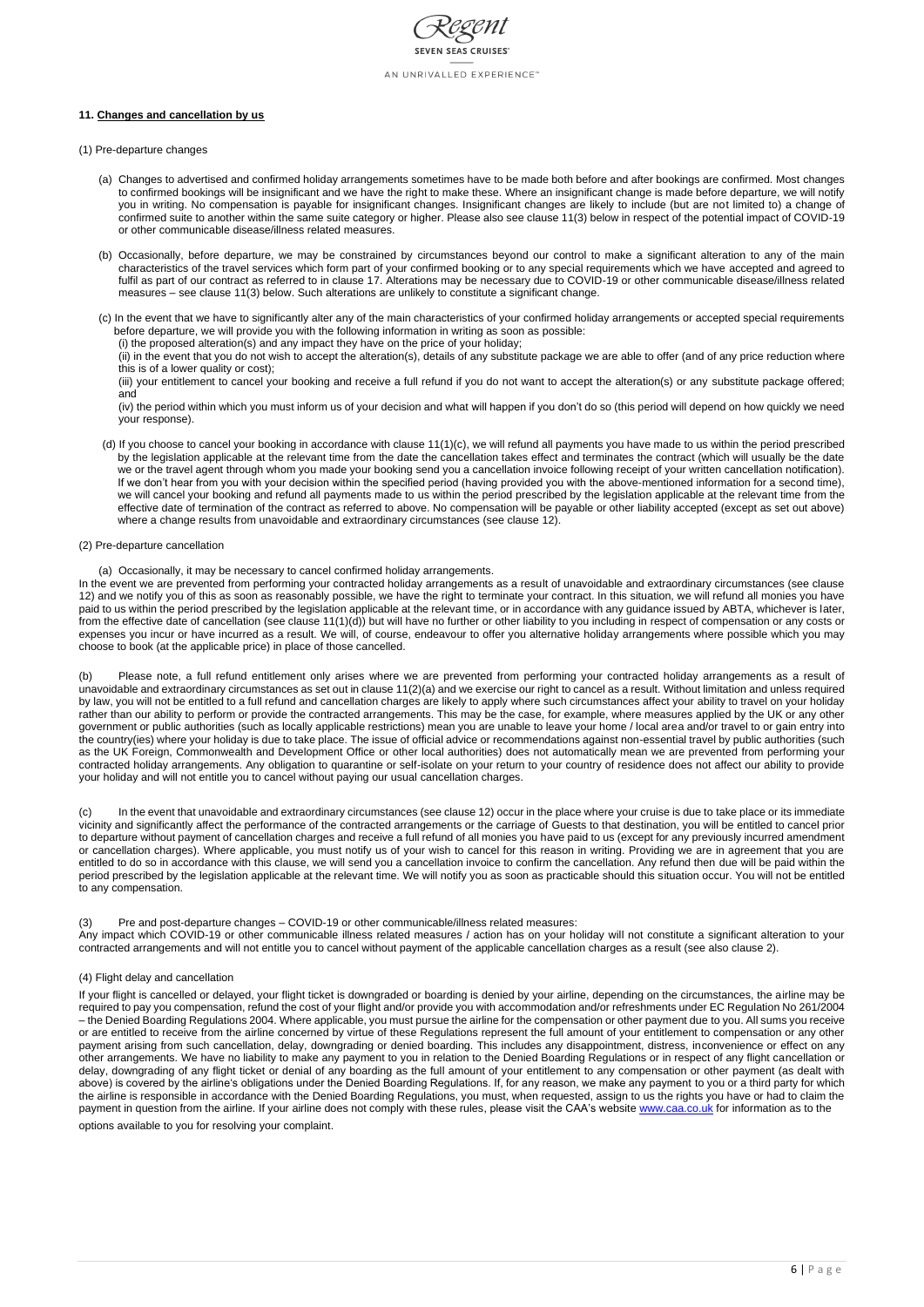## 11. Changes and cancellation by us

(1) Pre-departure changes

(a) Changes to advertised and confirmed holiday arrangements sometimes have to be made both before and after bookings are confirmed. Most changes to confirmed bookings will be insignificant and we have the right to make these. Where an insignificant change is made before departure, we will notify you in writing. No compensation is payable for insignificant changes. Insignificant changes are likely to include (but are not limited to) a change of confirmed suite to another within the same suite category or higher. Please also see clause 11(3) below in respect of the potential impact of COVID-19 or other communicable disease/illness related measures.

(b) Occasionally, before departure, we may be constrained by circumstances beyond our control to make a significant alteration to any of the main characteristics of the travel services which form part of your confirmed booking or to any special requirements which we have accepted and agreed to fulfil as part of our contract as referred to in clause 17. Alterations may be necessary due to COVID-19 or other communicable disease/illness related measures – see clause 11(3) below. Such alterations are unlikely to constitute a significant change.

(c) In the event that we have to significantly alter any of the main characteristics of your confirmed holiday arrangements or accepted special requirements before departure, we will provide you with the following information in writing as soon as possible:
(i) the proposed alteration(s) and any impact they have on the price of your holiday;
(ii) in the event that you do not wish to accept the alteration(s), details of any substitute package we are able to offer (and of any price reduction where this is of a lower quality or cost);
(iii) your entitlement to cancel your booking and receive a full refund if you do not want to accept the alteration(s) or any substitute package offered; and
(iv) the period within which you must inform us of your decision and what will happen if you don't do so (this period will depend on how quickly we need your response).

(d) If you choose to cancel your booking in accordance with clause 11(1)(c), we will refund all payments you have made to us within the period prescribed by the legislation applicable at the relevant time from the date the cancellation takes effect and terminates the contract (which will usually be the date we or the travel agent through whom you made your booking send you a cancellation invoice following receipt of your written cancellation notification). If we don't hear from you with your decision within the specified period (having provided you with the above-mentioned information for a second time), we will cancel your booking and refund all payments made to us within the period prescribed by the legislation applicable at the relevant time from the effective date of termination of the contract as referred to above. No compensation will be payable or other liability accepted (except as set out above) where a change results from unavoidable and extraordinary circumstances (see clause 12).

(2) Pre-departure cancellation

(a) Occasionally, it may be necessary to cancel confirmed holiday arrangements.
In the event we are prevented from performing your contracted holiday arrangements as a result of unavoidable and extraordinary circumstances (see clause 12) and we notify you of this as soon as reasonably possible, we have the right to terminate your contract. In this situation, we will refund all monies you have paid to us within the period prescribed by the legislation applicable at the relevant time, or in accordance with any guidance issued by ABTA, whichever is later, from the effective date of cancellation (see clause 11(1)(d)) but will have no further or other liability to you including in respect of compensation or any costs or expenses you incur or have incurred as a result. We will, of course, endeavour to offer you alternative holiday arrangements where possible which you may choose to book (at the applicable price) in place of those cancelled.

(b) Please note, a full refund entitlement only arises where we are prevented from performing your contracted holiday arrangements as a result of unavoidable and extraordinary circumstances as set out in clause 11(2)(a) and we exercise our right to cancel as a result. Without limitation and unless required by law, you will not be entitled to a full refund and cancellation charges are likely to apply where such circumstances affect your ability to travel on your holiday rather than our ability to perform or provide the contracted arrangements. This may be the case, for example, where measures applied by the UK or any other government or public authorities (such as locally applicable restrictions) mean you are unable to leave your home / local area and/or travel to or gain entry into the country(ies) where your holiday is due to take place. The issue of official advice or recommendations against non-essential travel by public authorities (such as the UK Foreign, Commonwealth and Development Office or other local authorities) does not automatically mean we are prevented from performing your contracted holiday arrangements. Any obligation to quarantine or self-isolate on your return to your country of residence does not affect our ability to provide your holiday and will not entitle you to cancel without paying our usual cancellation charges.

(c) In the event that unavoidable and extraordinary circumstances (see clause 12) occur in the place where your cruise is due to take place or its immediate vicinity and significantly affect the performance of the contracted arrangements or the carriage of Guests to that destination, you will be entitled to cancel prior to departure without payment of cancellation charges and receive a full refund of all monies you have paid to us (except for any previously incurred amendment or cancellation charges). Where applicable, you must notify us of your wish to cancel for this reason in writing. Providing we are in agreement that you are entitled to do so in accordance with this clause, we will send you a cancellation invoice to confirm the cancellation. Any refund then due will be paid within the period prescribed by the legislation applicable at the relevant time. We will notify you as soon as practicable should this situation occur. You will not be entitled to any compensation.

(3) Pre and post-departure changes – COVID-19 or other communicable/illness related measures:
Any impact which COVID-19 or other communicable illness related measures / action has on your holiday will not constitute a significant alteration to your contracted arrangements and will not entitle you to cancel without payment of the applicable cancellation charges as a result (see also clause 2).

(4) Flight delay and cancellation

If your flight is cancelled or delayed, your flight ticket is downgraded or boarding is denied by your airline, depending on the circumstances, the airline may be required to pay you compensation, refund the cost of your flight and/or provide you with accommodation and/or refreshments under EC Regulation No 261/2004 – the Denied Boarding Regulations 2004. Where applicable, you must pursue the airline for the compensation or other payment due to you. All sums you receive or are entitled to receive from the airline concerned by virtue of these Regulations represent the full amount of your entitlement to compensation or any other payment arising from such cancellation, delay, downgrading or denied boarding. This includes any disappointment, distress, inconvenience or effect on any other arrangements. We have no liability to make any payment to you in relation to the Denied Boarding Regulations or in respect of any flight cancellation or delay, downgrading of any flight ticket or denial of any boarding as the full amount of your entitlement to any compensation or other payment (as dealt with above) is covered by the airline's obligations under the Denied Boarding Regulations. If, for any reason, we make any payment to you or a third party for which the airline is responsible in accordance with the Denied Boarding Regulations, you must, when requested, assign to us the rights you have or had to claim the payment in question from the airline. If your airline does not comply with these rules, please visit the CAA's website www.caa.co.uk for information as to the options available to you for resolving your complaint.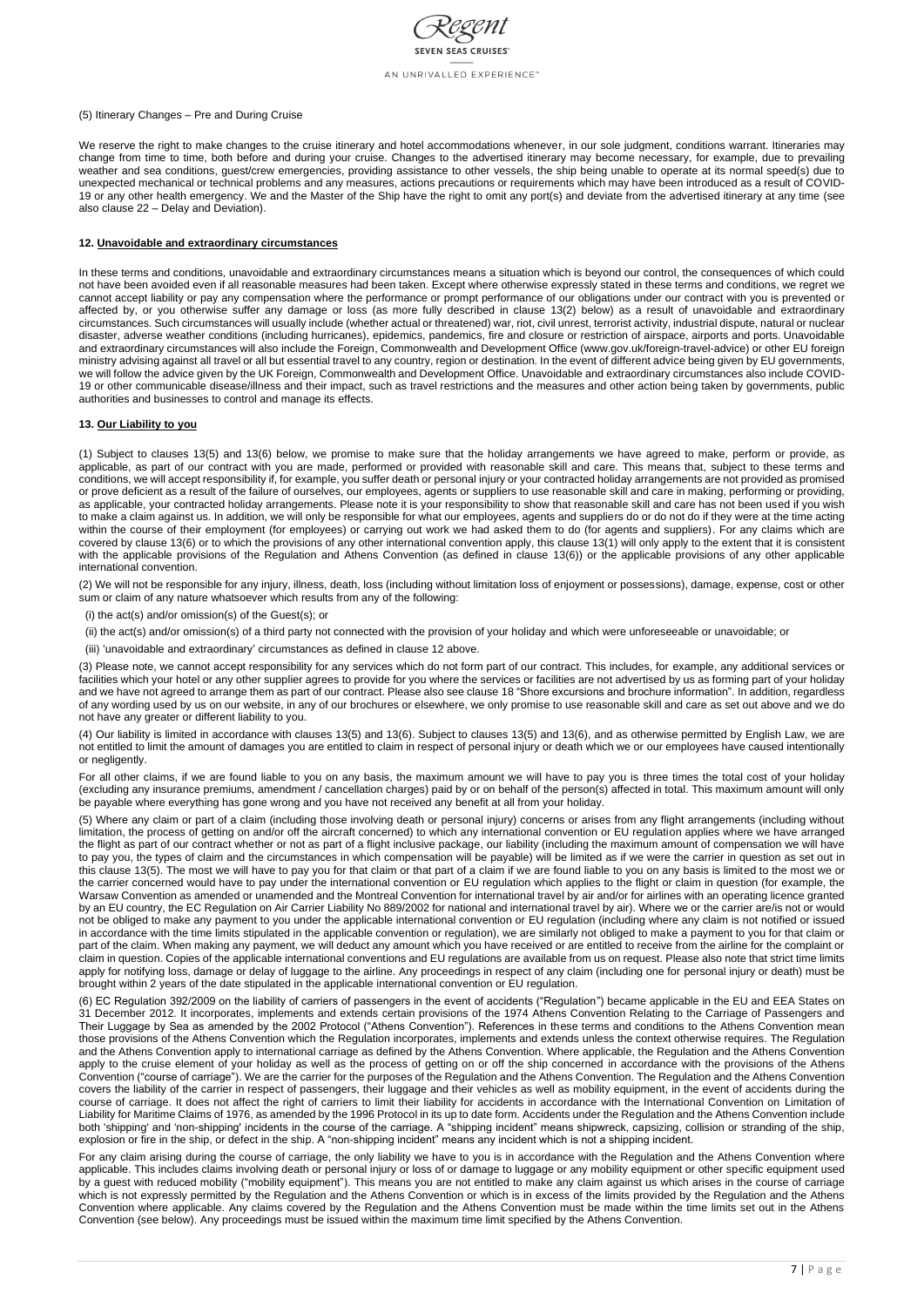(5) Itinerary Changes – Pre and During Cruise

We reserve the right to make changes to the cruise itinerary and hotel accommodations whenever, in our sole judgment, conditions warrant. Itineraries may change from time to time, both before and during your cruise. Changes to the advertised itinerary may become necessary, for example, due to prevailing weather and sea conditions, guest/crew emergencies, providing assistance to other vessels, the ship being unable to operate at its normal speed(s) due to unexpected mechanical or technical problems and any measures, actions precautions or requirements which may have been introduced as a result of COVID-19 or any other health emergency. We and the Master of the Ship have the right to omit any port(s) and deviate from the advertised itinerary at any time (see also clause 22 – Delay and Deviation).

**12. Unavoidable and extraordinary circumstances**

In these terms and conditions, unavoidable and extraordinary circumstances means a situation which is beyond our control, the consequences of which could not have been avoided even if all reasonable measures had been taken. Except where otherwise expressly stated in these terms and conditions, we regret we cannot accept liability or pay any compensation where the performance or prompt performance of our obligations under our contract with you is prevented or affected by, or you otherwise suffer any damage or loss (as more fully described in clause 13(2) below) as a result of unavoidable and extraordinary circumstances. Such circumstances will usually include (whether actual or threatened) war, riot, civil unrest, terrorist activity, industrial dispute, natural or nuclear disaster, adverse weather conditions (including hurricanes), epidemics, pandemics, fire and closure or restriction of airspace, airports and ports. Unavoidable and extraordinary circumstances will also include the Foreign, Commonwealth and Development Office (www.gov.uk/foreign-travel-advice) or other EU foreign ministry advising against all travel or all but essential travel to any country, region or destination. In the event of different advice being given by EU governments, we will follow the advice given by the UK Foreign, Commonwealth and Development Office. Unavoidable and extraordinary circumstances also include COVID-19 or other communicable disease/illness and their impact, such as travel restrictions and the measures and other action being taken by governments, public authorities and businesses to control and manage its effects.

**13. Our Liability to you**

(1) Subject to clauses 13(5) and 13(6) below, we promise to make sure that the holiday arrangements we have agreed to make, perform or provide, as applicable, as part of our contract with you are made, performed or provided with reasonable skill and care. This means that, subject to these terms and conditions, we will accept responsibility if, for example, you suffer death or personal injury or your contracted holiday arrangements are not provided as promised or prove deficient as a result of the failure of ourselves, our employees, agents or suppliers to use reasonable skill and care in making, performing or providing, as applicable, your contracted holiday arrangements. Please note it is your responsibility to show that reasonable skill and care has not been used if you wish to make a claim against us. In addition, we will only be responsible for what our employees, agents and suppliers do or do not do if they were at the time acting within the course of their employment (for employees) or carrying out work we had asked them to do (for agents and suppliers). For any claims which are covered by clause 13(6) or to which the provisions of any other international convention apply, this clause 13(1) will only apply to the extent that it is consistent with the applicable provisions of the Regulation and Athens Convention (as defined in clause 13(6)) or the applicable provisions of any other applicable international convention.

(2) We will not be responsible for any injury, illness, death, loss (including without limitation loss of enjoyment or possessions), damage, expense, cost or other sum or claim of any nature whatsoever which results from any of the following:

(i) the act(s) and/or omission(s) of the Guest(s); or

(ii) the act(s) and/or omission(s) of a third party not connected with the provision of your holiday and which were unforeseeable or unavoidable; or

(iii) 'unavoidable and extraordinary' circumstances as defined in clause 12 above.

(3) Please note, we cannot accept responsibility for any services which do not form part of our contract. This includes, for example, any additional services or facilities which your hotel or any other supplier agrees to provide for you where the services or facilities are not advertised by us as forming part of your holiday and we have not agreed to arrange them as part of our contract. Please also see clause 18 "Shore excursions and brochure information". In addition, regardless of any wording used by us on our website, in any of our brochures or elsewhere, we only promise to use reasonable skill and care as set out above and we do not have any greater or different liability to you.

(4) Our liability is limited in accordance with clauses 13(5) and 13(6). Subject to clauses 13(5) and 13(6), and as otherwise permitted by English Law, we are not entitled to limit the amount of damages you are entitled to claim in respect of personal injury or death which we or our employees have caused intentionally or negligently.

For all other claims, if we are found liable to you on any basis, the maximum amount we will have to pay you is three times the total cost of your holiday (excluding any insurance premiums, amendment / cancellation charges) paid by or on behalf of the person(s) affected in total. This maximum amount will only be payable where everything has gone wrong and you have not received any benefit at all from your holiday.

(5) Where any claim or part of a claim (including those involving death or personal injury) concerns or arises from any flight arrangements (including without limitation, the process of getting on and/or off the aircraft concerned) to which any international convention or EU regulation applies where we have arranged the flight as part of our contract whether or not as part of a flight inclusive package, our liability (including the maximum amount of compensation we will have to pay you, the types of claim and the circumstances in which compensation will be payable) will be limited as if we were the carrier in question as set out in this clause 13(5). The most we will have to pay you for that claim or that part of a claim if we are found liable to you on any basis is limited to the most we or the carrier concerned would have to pay under the international convention or EU regulation which applies to the flight or claim in question (for example, the Warsaw Convention as amended or unamended and the Montreal Convention for international travel by air and/or for airlines with an operating licence granted by an EU country, the EC Regulation on Air Carrier Liability No 889/2002 for national and international travel by air). Where we or the carrier are/is not or would not be obliged to make any payment to you under the applicable international convention or EU regulation (including where any claim is not notified or issued in accordance with the time limits stipulated in the applicable convention or regulation), we are similarly not obliged to make a payment to you for that claim or part of the claim. When making any payment, we will deduct any amount which you have received or are entitled to receive from the airline for the complaint or claim in question. Copies of the applicable international conventions and EU regulations are available from us on request. Please also note that strict time limits apply for notifying loss, damage or delay of luggage to the airline. Any proceedings in respect of any claim (including one for personal injury or death) must be brought within 2 years of the date stipulated in the applicable international convention or EU regulation.

(6) EC Regulation 392/2009 on the liability of carriers of passengers in the event of accidents ("Regulation") became applicable in the EU and EEA States on 31 December 2012. It incorporates, implements and extends certain provisions of the 1974 Athens Convention Relating to the Carriage of Passengers and Their Luggage by Sea as amended by the 2002 Protocol ("Athens Convention"). References in these terms and conditions to the Athens Convention mean those provisions of the Athens Convention which the Regulation incorporates, implements and extends unless the context otherwise requires. The Regulation and the Athens Convention apply to international carriage as defined by the Athens Convention. Where applicable, the Regulation and the Athens Convention apply to the cruise element of your holiday as well as the process of getting on or off the ship concerned in accordance with the provisions of the Athens Convention ("course of carriage"). We are the carrier for the purposes of the Regulation and the Athens Convention. The Regulation and the Athens Convention covers the liability of the carrier in respect of passengers, their luggage and their vehicles as well as mobility equipment, in the event of accidents during the course of carriage. It does not affect the right of carriers to limit their liability for accidents in accordance with the International Convention on Limitation of Liability for Maritime Claims of 1976, as amended by the 1996 Protocol in its up to date form. Accidents under the Regulation and the Athens Convention include both 'shipping' and 'non-shipping' incidents in the course of the carriage. A "shipping incident" means shipwreck, capsizing, collision or stranding of the ship, explosion or fire in the ship, or defect in the ship. A "non-shipping incident" means any incident which is not a shipping incident.

For any claim arising during the course of carriage, the only liability we have to you is in accordance with the Regulation and the Athens Convention where applicable. This includes claims involving death or personal injury or loss of or damage to luggage or any mobility equipment or other specific equipment used by a guest with reduced mobility ("mobility equipment"). This means you are not entitled to make any claim against us which arises in the course of carriage which is not expressly permitted by the Regulation and the Athens Convention or which is in excess of the limits provided by the Regulation and the Athens Convention where applicable. Any claims covered by the Regulation and the Athens Convention must be made within the time limits set out in the Athens Convention (see below). Any proceedings must be issued within the maximum time limit specified by the Athens Convention.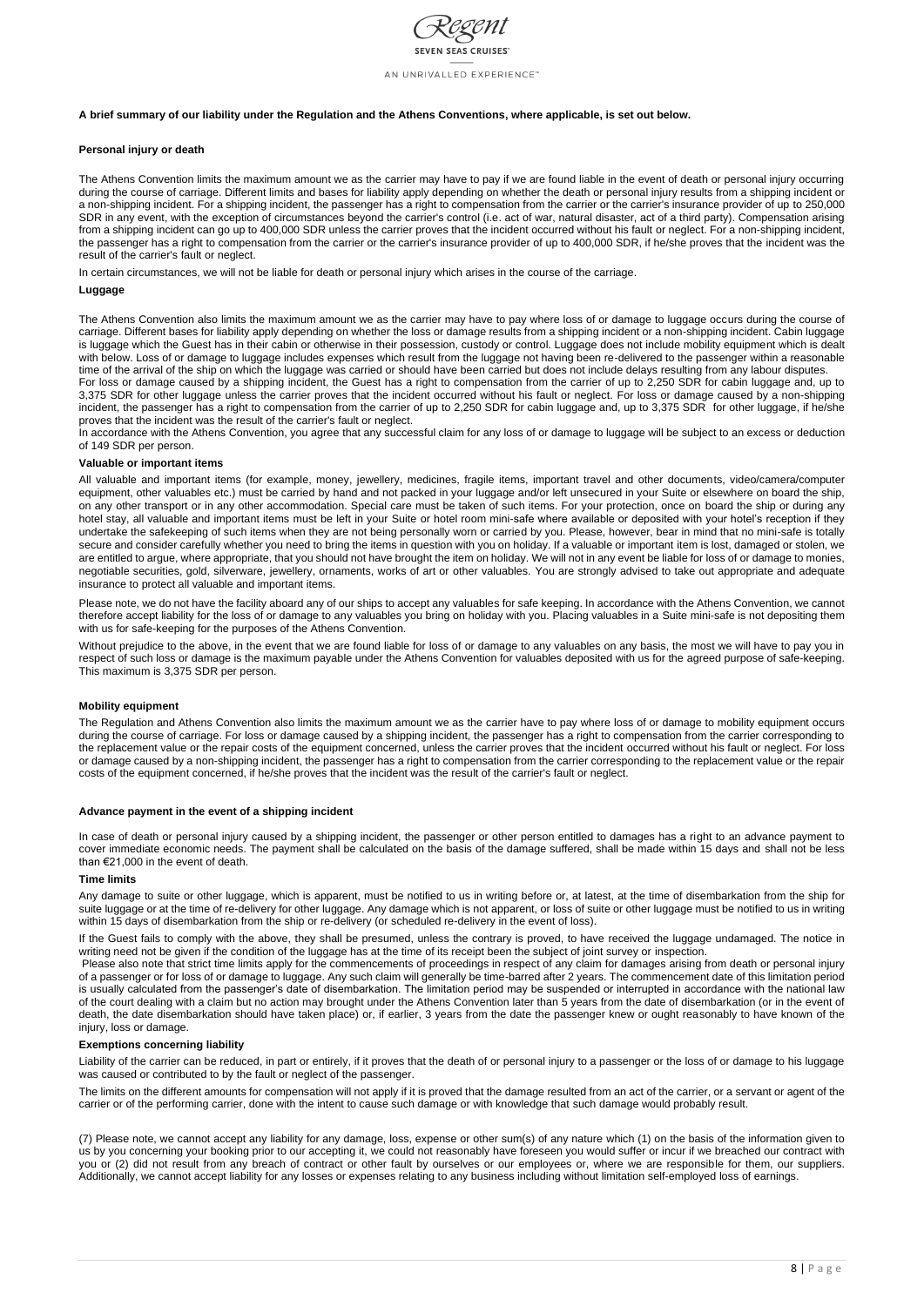**A brief summary of our liability under the Regulation and the Athens Conventions, where applicable, is set out below.**

**Personal injury or death**

The Athens Convention limits the maximum amount we as the carrier may have to pay if we are found liable in the event of death or personal injury occurring during the course of carriage. Different limits and bases for liability apply depending on whether the death or personal injury results from a shipping incident or a non-shipping incident. For a shipping incident, the passenger has a right to compensation from the carrier or the carrier's insurance provider of up to 250,000 SDR in any event, with the exception of circumstances beyond the carrier's control (i.e. act of war, natural disaster, act of a third party). Compensation arising from a shipping incident can go up to 400,000 SDR unless the carrier proves that the incident occurred without his fault or neglect. For a non-shipping incident, the passenger has a right to compensation from the carrier or the carrier's insurance provider of up to 400,000 SDR, if he/she proves that the incident was the result of the carrier's fault or neglect.

In certain circumstances, we will not be liable for death or personal injury which arises in the course of the carriage.

**Luggage**

The Athens Convention also limits the maximum amount we as the carrier may have to pay where loss of or damage to luggage occurs during the course of carriage. Different bases for liability apply depending on whether the loss or damage results from a shipping incident or a non-shipping incident. Cabin luggage is luggage which the Guest has in their cabin or otherwise in their possession, custody or control. Luggage does not include mobility equipment which is dealt with below. Loss of or damage to luggage includes expenses which result from the luggage not having been re-delivered to the passenger within a reasonable time of the arrival of the ship on which the luggage was carried or should have been carried but does not include delays resulting from any labour disputes. For loss or damage caused by a shipping incident, the Guest has a right to compensation from the carrier of up to 2,250 SDR for cabin luggage and, up to 3,375 SDR for other luggage unless the carrier proves that the incident occurred without his fault or neglect. For loss or damage caused by a non-shipping incident, the passenger has a right to compensation from the carrier of up to 2,250 SDR for cabin luggage and, up to 3,375 SDR for other luggage, if he/she proves that the incident was the result of the carrier's fault or neglect.

In accordance with the Athens Convention, you agree that any successful claim for any loss of or damage to luggage will be subject to an excess or deduction of 149 SDR per person.

**Valuable or important items**

All valuable and important items (for example, money, jewellery, medicines, fragile items, important travel and other documents, video/camera/computer equipment, other valuables etc.) must be carried by hand and not packed in your luggage and/or left unsecured in your Suite or elsewhere on board the ship, on any other transport or in any other accommodation. Special care must be taken of such items. For your protection, once on board the ship or during any hotel stay, all valuable and important items must be left in your Suite or hotel room mini-safe where available or deposited with your hotel's reception if they undertake the safekeeping of such items when they are not being personally worn or carried by you. Please, however, bear in mind that no mini-safe is totally secure and consider carefully whether you need to bring the items in question with you on holiday. If a valuable or important item is lost, damaged or stolen, we are entitled to argue, where appropriate, that you should not have brought the item on holiday. We will not in any event be liable for loss of or damage to monies, negotiable securities, gold, silverware, jewellery, ornaments, works of art or other valuables. You are strongly advised to take out appropriate and adequate insurance to protect all valuable and important items.

Please note, we do not have the facility aboard any of our ships to accept any valuables for safe keeping. In accordance with the Athens Convention, we cannot therefore accept liability for the loss of or damage to any valuables you bring on holiday with you. Placing valuables in a Suite mini-safe is not depositing them with us for safe-keeping for the purposes of the Athens Convention.

Without prejudice to the above, in the event that we are found liable for loss of or damage to any valuables on any basis, the most we will have to pay you in respect of such loss or damage is the maximum payable under the Athens Convention for valuables deposited with us for the agreed purpose of safe-keeping. This maximum is 3,375 SDR per person.

**Mobility equipment**

The Regulation and Athens Convention also limits the maximum amount we as the carrier have to pay where loss of or damage to mobility equipment occurs during the course of carriage. For loss or damage caused by a shipping incident, the passenger has a right to compensation from the carrier corresponding to the replacement value or the repair costs of the equipment concerned, unless the carrier proves that the incident occurred without his fault or neglect. For loss or damage caused by a non-shipping incident, the passenger has a right to compensation from the carrier corresponding to the replacement value or the repair costs of the equipment concerned, if he/she proves that the incident was the result of the carrier's fault or neglect.

**Advance payment in the event of a shipping incident**

In case of death or personal injury caused by a shipping incident, the passenger or other person entitled to damages has a right to an advance payment to cover immediate economic needs. The payment shall be calculated on the basis of the damage suffered, shall be made within 15 days and shall not be less than €21,000 in the event of death.

**Time limits**

Any damage to suite or other luggage, which is apparent, must be notified to us in writing before or, at latest, at the time of disembarkation from the ship for suite luggage or at the time of re-delivery for other luggage. Any damage which is not apparent, or loss of suite or other luggage must be notified to us in writing within 15 days of disembarkation from the ship or re-delivery (or scheduled re-delivery in the event of loss).

If the Guest fails to comply with the above, they shall be presumed, unless the contrary is proved, to have received the luggage undamaged. The notice in writing need not be given if the condition of the luggage has at the time of its receipt been the subject of joint survey or inspection.

Please also note that strict time limits apply for the commencements of proceedings in respect of any claim for damages arising from death or personal injury of a passenger or for loss of or damage to luggage. Any such claim will generally be time-barred after 2 years. The commencement date of this limitation period is usually calculated from the passenger's date of disembarkation. The limitation period may be suspended or interrupted in accordance with the national law of the court dealing with a claim but no action may brought under the Athens Convention later than 5 years from the date of disembarkation (or in the event of death, the date disembarkation should have taken place) or, if earlier, 3 years from the date the passenger knew or ought reasonably to have known of the injury, loss or damage.

**Exemptions concerning liability**

Liability of the carrier can be reduced, in part or entirely, if it proves that the death of or personal injury to a passenger or the loss of or damage to his luggage was caused or contributed to by the fault or neglect of the passenger.

The limits on the different amounts for compensation will not apply if it is proved that the damage resulted from an act of the carrier, or a servant or agent of the carrier or of the performing carrier, done with the intent to cause such damage or with knowledge that such damage would probably result.

(7) Please note, we cannot accept any liability for any damage, loss, expense or other sum(s) of any nature which (1) on the basis of the information given to us by you concerning your booking prior to our accepting it, we could not reasonably have foreseen you would suffer or incur if we breached our contract with you or (2) did not result from any breach of contract or other fault by ourselves or our employees or, where we are responsible for them, our suppliers. Additionally, we cannot accept liability for any losses or expenses relating to any business including without limitation self-employed loss of earnings.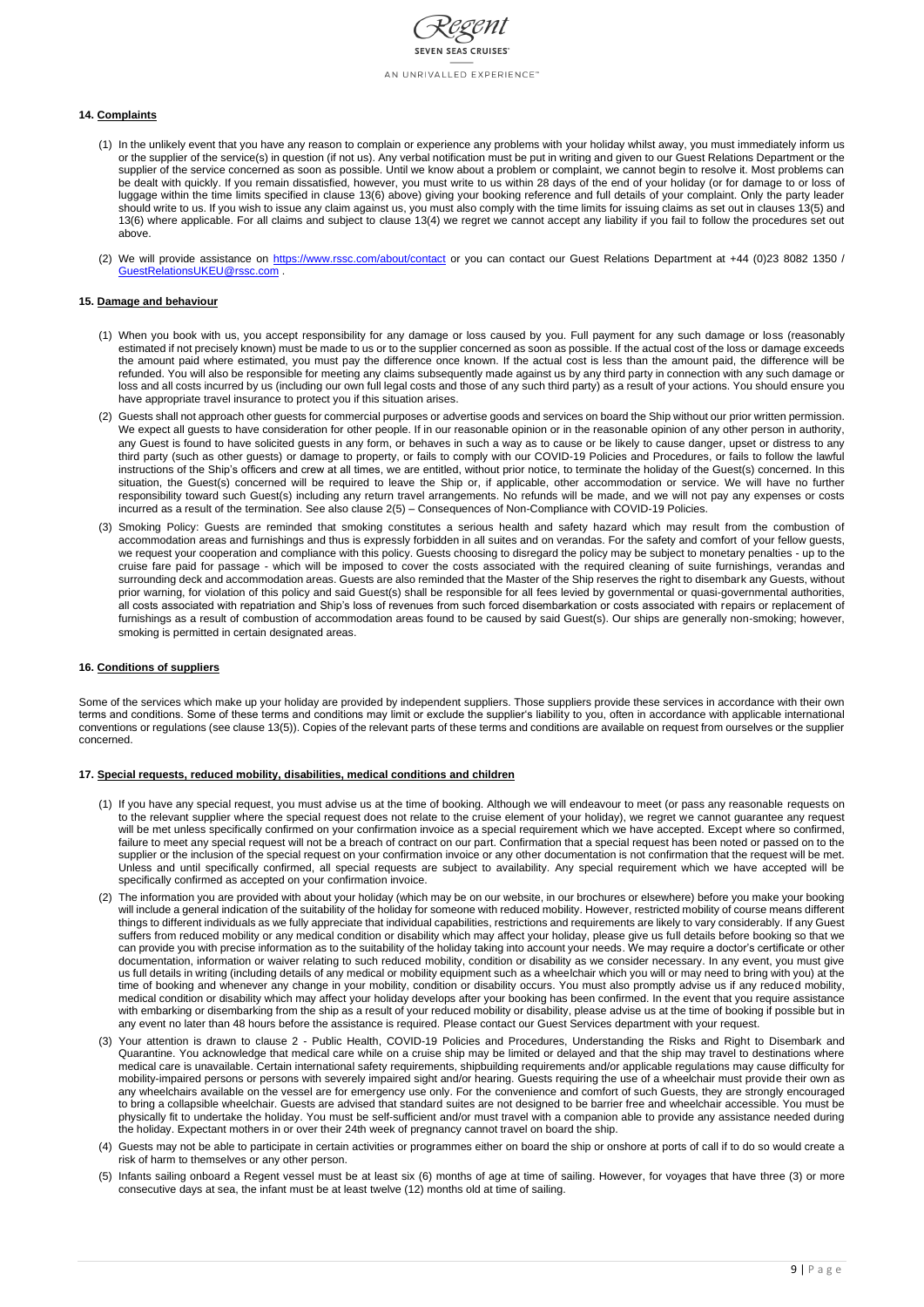#### 14. Complaints

(1) In the unlikely event that you have any reason to complain or experience any problems with your holiday whilst away, you must immediately inform us or the supplier of the service(s) in question (if not us). Any verbal notification must be put in writing and given to our Guest Relations Department or the supplier of the service concerned as soon as possible. Until we know about a problem or complaint, we cannot begin to resolve it. Most problems can be dealt with quickly. If you remain dissatisfied, however, you must write to us within 28 days of the end of your holiday (or for damage to or loss of luggage within the time limits specified in clause 13(6) above) giving your booking reference and full details of your complaint. Only the party leader should write to us. If you wish to issue any claim against us, you must also comply with the time limits for issuing claims as set out in clauses 13(5) and 13(6) where applicable. For all claims and subject to clause 13(4) we regret we cannot accept any liability if you fail to follow the procedures set out above.

(2) We will provide assistance on https://www.rssc.com/about/contact or you can contact our Guest Relations Department at +44 (0)23 8082 1350 / GuestRelationsUKEU@rssc.com .

#### 15. Damage and behaviour

(1) When you book with us, you accept responsibility for any damage or loss caused by you. Full payment for any such damage or loss (reasonably estimated if not precisely known) must be made to us or to the supplier concerned as soon as possible. If the actual cost of the loss or damage exceeds the amount paid where estimated, you must pay the difference once known. If the actual cost is less than the amount paid, the difference will be refunded. You will also be responsible for meeting any claims subsequently made against us by any third party in connection with any such damage or loss and all costs incurred by us (including our own full legal costs and those of any such third party) as a result of your actions. You should ensure you have appropriate travel insurance to protect you if this situation arises.

(2) Guests shall not approach other guests for commercial purposes or advertise goods and services on board the Ship without our prior written permission. We expect all guests to have consideration for other people. If in our reasonable opinion or in the reasonable opinion of any other person in authority, any Guest is found to have solicited guests in any form, or behaves in such a way as to cause or be likely to cause danger, upset or distress to any third party (such as other guests) or damage to property, or fails to comply with our COVID-19 Policies and Procedures, or fails to follow the lawful instructions of the Ship's officers and crew at all times, we are entitled, without prior notice, to terminate the holiday of the Guest(s) concerned. In this situation, the Guest(s) concerned will be required to leave the Ship or, if applicable, other accommodation or service. We will have no further responsibility toward such Guest(s) including any return travel arrangements. No refunds will be made, and we will not pay any expenses or costs incurred as a result of the termination. See also clause 2(5) – Consequences of Non-Compliance with COVID-19 Policies.

(3) Smoking Policy: Guests are reminded that smoking constitutes a serious health and safety hazard which may result from the combustion of accommodation areas and furnishings and thus is expressly forbidden in all suites and on verandas. For the safety and comfort of your fellow guests, we request your cooperation and compliance with this policy. Guests choosing to disregard the policy may be subject to monetary penalties - up to the cruise fare paid for passage - which will be imposed to cover the costs associated with the required cleaning of suite furnishings, verandas and surrounding deck and accommodation areas. Guests are also reminded that the Master of the Ship reserves the right to disembark any Guests, without prior warning, for violation of this policy and said Guest(s) shall be responsible for all fees levied by governmental or quasi-governmental authorities, all costs associated with repatriation and Ship's loss of revenues from such forced disembarkation or costs associated with repairs or replacement of furnishings as a result of combustion of accommodation areas found to be caused by said Guest(s). Our ships are generally non-smoking; however, smoking is permitted in certain designated areas.

#### 16. Conditions of suppliers

Some of the services which make up your holiday are provided by independent suppliers. Those suppliers provide these services in accordance with their own terms and conditions. Some of these terms and conditions may limit or exclude the supplier's liability to you, often in accordance with applicable international conventions or regulations (see clause 13(5)). Copies of the relevant parts of these terms and conditions are available on request from ourselves or the supplier concerned.

#### 17. Special requests, reduced mobility, disabilities, medical conditions and children

(1) If you have any special request, you must advise us at the time of booking. Although we will endeavour to meet (or pass any reasonable requests on to the relevant supplier where the special request does not relate to the cruise element of your holiday), we regret we cannot guarantee any request will be met unless specifically confirmed on your confirmation invoice as a special requirement which we have accepted. Except where so confirmed, failure to meet any special request will not be a breach of contract on our part. Confirmation that a special request has been noted or passed on to the supplier or the inclusion of the special request on your confirmation invoice or any other documentation is not confirmation that the request will be met. Unless and until specifically confirmed, all special requests are subject to availability. Any special requirement which we have accepted will be specifically confirmed as accepted on your confirmation invoice.

(2) The information you are provided with about your holiday (which may be on our website, in our brochures or elsewhere) before you make your booking will include a general indication of the suitability of the holiday for someone with reduced mobility. However, restricted mobility of course means different things to different individuals as we fully appreciate that individual capabilities, restrictions and requirements are likely to vary considerably. If any Guest suffers from reduced mobility or any medical condition or disability which may affect your holiday, please give us full details before booking so that we can provide you with precise information as to the suitability of the holiday taking into account your needs. We may require a doctor's certificate or other documentation, information or waiver relating to such reduced mobility, condition or disability as we consider necessary. In any event, you must give us full details in writing (including details of any medical or mobility equipment such as a wheelchair which you will or may need to bring with you) at the time of booking and whenever any change in your mobility, condition or disability occurs. You must also promptly advise us if any reduced mobility, medical condition or disability which may affect your holiday develops after your booking has been confirmed. In the event that you require assistance with embarking or disembarking from the ship as a result of your reduced mobility or disability, please advise us at the time of booking if possible but in any event no later than 48 hours before the assistance is required. Please contact our Guest Services department with your request.

(3) Your attention is drawn to clause 2 - Public Health, COVID-19 Policies and Procedures, Understanding the Risks and Right to Disembark and Quarantine. You acknowledge that medical care while on a cruise ship may be limited or delayed and that the ship may travel to destinations where medical care is unavailable. Certain international safety requirements, shipbuilding requirements and/or applicable regulations may cause difficulty for mobility-impaired persons or persons with severely impaired sight and/or hearing. Guests requiring the use of a wheelchair must provide their own as any wheelchairs available on the vessel are for emergency use only. For the convenience and comfort of such Guests, they are strongly encouraged to bring a collapsible wheelchair. Guests are advised that standard suites are not designed to be barrier free and wheelchair accessible. You must be physically fit to undertake the holiday. You must be self-sufficient and/or must travel with a companion able to provide any assistance needed during the holiday. Expectant mothers in or over their 24th week of pregnancy cannot travel on board the ship.

(4) Guests may not be able to participate in certain activities or programmes either on board the ship or onshore at ports of call if to do so would create a risk of harm to themselves or any other person.

(5) Infants sailing onboard a Regent vessel must be at least six (6) months of age at time of sailing. However, for voyages that have three (3) or more consecutive days at sea, the infant must be at least twelve (12) months old at time of sailing.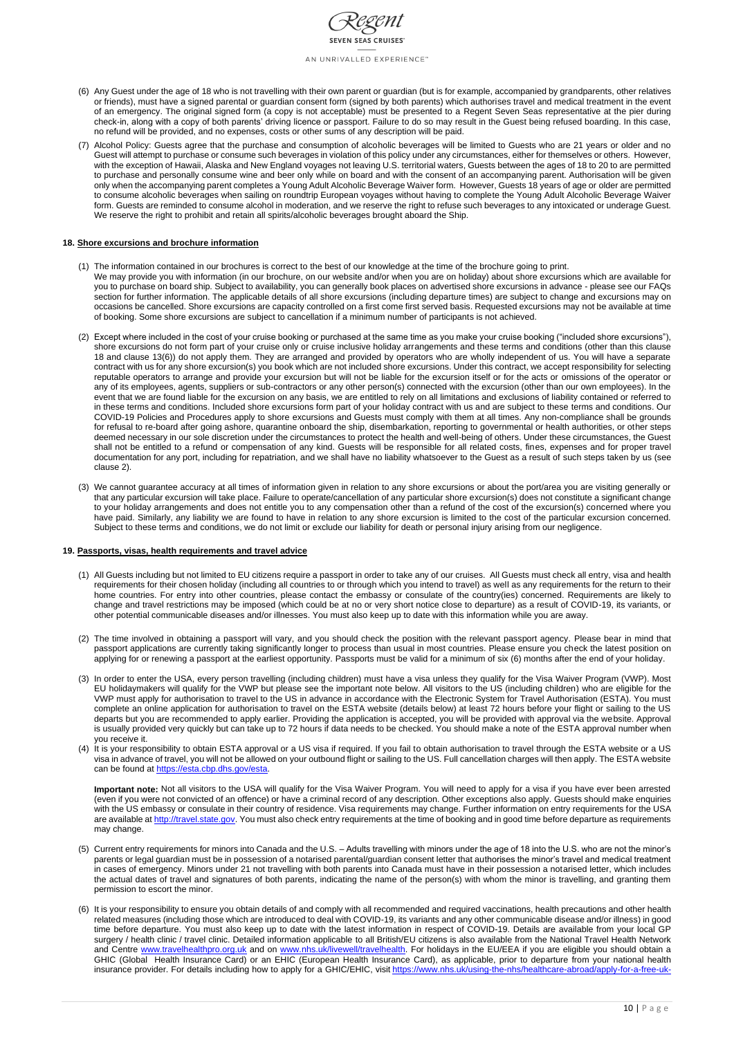(6) Any Guest under the age of 18 who is not travelling with their own parent or guardian (but is for example, accompanied by grandparents, other relatives or friends), must have a signed parental or guardian consent form (signed by both parents) which authorises travel and medical treatment in the event of an emergency. The original signed form (a copy is not acceptable) must be presented to a Regent Seven Seas representative at the pier during check-in, along with a copy of both parents' driving licence or passport. Failure to do so may result in the Guest being refused boarding. In this case, no refund will be provided, and no expenses, costs or other sums of any description will be paid.

(7) Alcohol Policy: Guests agree that the purchase and consumption of alcoholic beverages will be limited to Guests who are 21 years or older and no Guest will attempt to purchase or consume such beverages in violation of this policy under any circumstances, either for themselves or others. However, with the exception of Hawaii, Alaska and New England voyages not leaving U.S. territorial waters, Guests between the ages of 18 to 20 to are permitted to purchase and personally consume wine and beer only while on board and with the consent of an accompanying parent. Authorisation will be given only when the accompanying parent completes a Young Adult Alcoholic Beverage Waiver form. However, Guests 18 years of age or older are permitted to consume alcoholic beverages when sailing on roundtrip European voyages without having to complete the Young Adult Alcoholic Beverage Waiver form. Guests are reminded to consume alcohol in moderation, and we reserve the right to refuse such beverages to any intoxicated or underage Guest. We reserve the right to prohibit and retain all spirits/alcoholic beverages brought aboard the Ship.

## 18. Shore excursions and brochure information

(1) The information contained in our brochures is correct to the best of our knowledge at the time of the brochure going to print. We may provide you with information (in our brochure, on our website and/or when you are on holiday) about shore excursions which are available for you to purchase on board ship. Subject to availability, you can generally book places on advertised shore excursions in advance - please see our FAQs section for further information. The applicable details of all shore excursions (including departure times) are subject to change and excursions may on occasions be cancelled. Shore excursions are capacity controlled on a first come first served basis. Requested excursions may not be available at time of booking. Some shore excursions are subject to cancellation if a minimum number of participants is not achieved.

(2) Except where included in the cost of your cruise booking or purchased at the same time as you make your cruise booking ("included shore excursions"), shore excursions do not form part of your cruise only or cruise inclusive holiday arrangements and these terms and conditions (other than this clause 18 and clause 13(6)) do not apply them. They are arranged and provided by operators who are wholly independent of us. You will have a separate contract with us for any shore excursion(s) you book which are not included shore excursions. Under this contract, we accept responsibility for selecting reputable operators to arrange and provide your excursion but will not be liable for the excursion itself or for the acts or omissions of the operator or any of its employees, agents, suppliers or sub-contractors or any other person(s) connected with the excursion (other than our own employees). In the event that we are found liable for the excursion on any basis, we are entitled to rely on all limitations and exclusions of liability contained or referred to in these terms and conditions. Included shore excursions form part of your holiday contract with us and are subject to these terms and conditions. Our COVID-19 Policies and Procedures apply to shore excursions and Guests must comply with them at all times. Any non-compliance shall be grounds for refusal to re-board after going ashore, quarantine onboard the ship, disembarkation, reporting to governmental or health authorities, or other steps deemed necessary in our sole discretion under the circumstances to protect the health and well-being of others. Under these circumstances, the Guest shall not be entitled to a refund or compensation of any kind. Guests will be responsible for all related costs, fines, expenses and for proper travel documentation for any port, including for repatriation, and we shall have no liability whatsoever to the Guest as a result of such steps taken by us (see clause 2).

(3) We cannot guarantee accuracy at all times of information given in relation to any shore excursions or about the port/area you are visiting generally or that any particular excursion will take place. Failure to operate/cancellation of any particular shore excursion(s) does not constitute a significant change to your holiday arrangements and does not entitle you to any compensation other than a refund of the cost of the excursion(s) concerned where you have paid. Similarly, any liability we are found to have in relation to any shore excursion is limited to the cost of the particular excursion concerned. Subject to these terms and conditions, we do not limit or exclude our liability for death or personal injury arising from our negligence.

## 19. Passports, visas, health requirements and travel advice

(1) All Guests including but not limited to EU citizens require a passport in order to take any of our cruises. All Guests must check all entry, visa and health requirements for their chosen holiday (including all countries to or through which you intend to travel) as well as any requirements for the return to their home countries. For entry into other countries, please contact the embassy or consulate of the country(ies) concerned. Requirements are likely to change and travel restrictions may be imposed (which could be at no or very short notice close to departure) as a result of COVID-19, its variants, or other potential communicable diseases and/or illnesses. You must also keep up to date with this information while you are away.

(2) The time involved in obtaining a passport will vary, and you should check the position with the relevant passport agency. Please bear in mind that passport applications are currently taking significantly longer to process than usual in most countries. Please ensure you check the latest position on applying for or renewing a passport at the earliest opportunity. Passports must be valid for a minimum of six (6) months after the end of your holiday.

(3) In order to enter the USA, every person travelling (including children) must have a visa unless they qualify for the Visa Waiver Program (VWP). Most EU holidaymakers will qualify for the VWP but please see the important note below. All visitors to the US (including children) who are eligible for the VWP must apply for authorisation to travel to the US in advance in accordance with the Electronic System for Travel Authorisation (ESTA). You must complete an online application for authorisation to travel on the ESTA website (details below) at least 72 hours before your flight or sailing to the US departs but you are recommended to apply earlier. Providing the application is accepted, you will be provided with approval via the website. Approval is usually provided very quickly but can take up to 72 hours if data needs to be checked. You should make a note of the ESTA approval number when you receive it.

(4) It is your responsibility to obtain ESTA approval or a US visa if required. If you fail to obtain authorisation to travel through the ESTA website or a US visa in advance of travel, you will not be allowed on your outbound flight or sailing to the US. Full cancellation charges will then apply. The ESTA website can be found at https://esta.cbp.dhs.gov/esta.

**Important note:** Not all visitors to the USA will qualify for the Visa Waiver Program. You will need to apply for a visa if you have ever been arrested (even if you were not convicted of an offence) or have a criminal record of any description. Other exceptions also apply. Guests should make enquiries with the US embassy or consulate in their country of residence. Visa requirements may change. Further information on entry requirements for the USA are available at http://travel.state.gov. You must also check entry requirements at the time of booking and in good time before departure as requirements may change.

(5) Current entry requirements for minors into Canada and the U.S. – Adults travelling with minors under the age of 18 into the U.S. who are not the minor's parents or legal guardian must be in possession of a notarised parental/guardian consent letter that authorises the minor's travel and medical treatment in cases of emergency. Minors under 21 not travelling with both parents into Canada must have in their possession a notarised letter, which includes the actual dates of travel and signatures of both parents, indicating the name of the person(s) with whom the minor is travelling, and granting them permission to escort the minor.

(6) It is your responsibility to ensure you obtain details of and comply with all recommended and required vaccinations, health precautions and other health related measures (including those which are introduced to deal with COVID-19, its variants and any other communicable disease and/or illness) in good time before departure. You must also keep up to date with the latest information in respect of COVID-19. Details are available from your local GP surgery / health clinic / travel clinic. Detailed information applicable to all British/EU citizens is also available from the National Travel Health Network and Centre www.travelhealthpro.org.uk and on www.nhs.uk/livewell/travelhealth. For holidays in the EU/EEA if you are eligible you should obtain a GHIC (Global Health Insurance Card) or an EHIC (European Health Insurance Card), as applicable, prior to departure from your national health insurance provider. For details including how to apply for a GHIC/EHIC, visit https://www.nhs.uk/using-the-nhs/healthcare-abroad/apply-for-a-free-uk-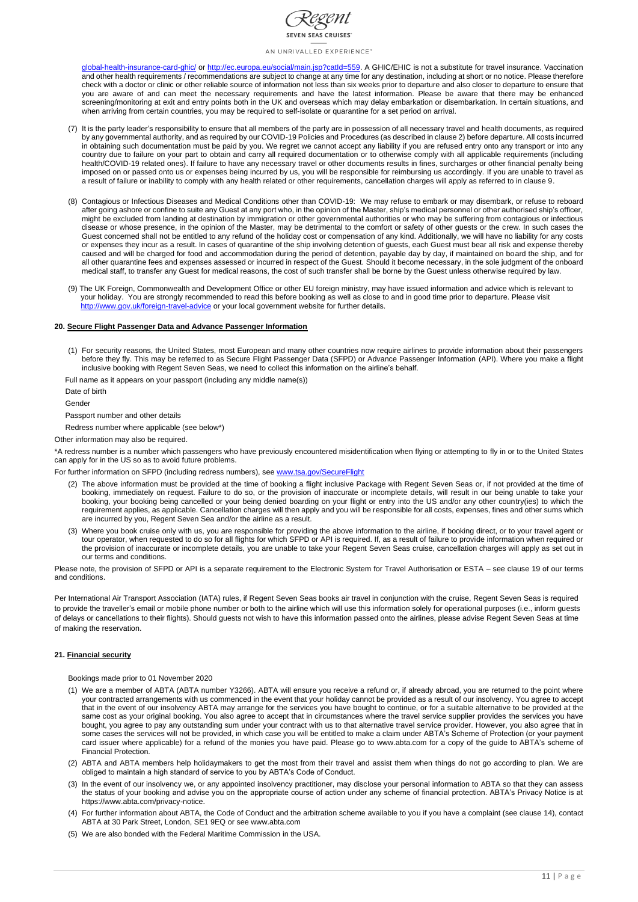global-health-insurance-card-ghic/ or http://ec.europa.eu/social/main.jsp?catId=559. A GHIC/EHIC is not a substitute for travel insurance. Vaccination and other health requirements / recommendations are subject to change at any time for any destination, including at short or no notice. Please therefore check with a doctor or clinic or other reliable source of information not less than six weeks prior to departure and also closer to departure to ensure that you are aware of and can meet the necessary requirements and have the latest information. Please be aware that there may be enhanced screening/monitoring at exit and entry points both in the UK and overseas which may delay embarkation or disembarkation. In certain situations, and when arriving from certain countries, you may be required to self-isolate or quarantine for a set period on arrival.

(7) It is the party leader's responsibility to ensure that all members of the party are in possession of all necessary travel and health documents, as required by any governmental authority, and as required by our COVID-19 Policies and Procedures (as described in clause 2) before departure. All costs incurred in obtaining such documentation must be paid by you. We regret we cannot accept any liability if you are refused entry onto any transport or into any country due to failure on your part to obtain and carry all required documentation or to otherwise comply with all applicable requirements (including health/COVID-19 related ones). If failure to have any necessary travel or other documents results in fines, surcharges or other financial penalty being imposed on or passed onto us or expenses being incurred by us, you will be responsible for reimbursing us accordingly. If you are unable to travel as a result of failure or inability to comply with any health related or other requirements, cancellation charges will apply as referred to in clause 9.

(8) Contagious or Infectious Diseases and Medical Conditions other than COVID-19: We may refuse to embark or may disembark, or refuse to reboard after going ashore or confine to suite any Guest at any port who, in the opinion of the Master, ship's medical personnel or other authorised ship's officer, might be excluded from landing at destination by immigration or other governmental authorities or who may be suffering from contagious or infectious disease or whose presence, in the opinion of the Master, may be detrimental to the comfort or safety of other guests or the crew. In such cases the Guest concerned shall not be entitled to any refund of the holiday cost or compensation of any kind. Additionally, we will have no liability for any costs or expenses they incur as a result. In cases of quarantine of the ship involving detention of guests, each Guest must bear all risk and expense thereby caused and will be charged for food and accommodation during the period of detention, payable day by day, if maintained on board the ship, and for all other quarantine fees and expenses assessed or incurred in respect of the Guest. Should it become necessary, in the sole judgment of the onboard medical staff, to transfer any Guest for medical reasons, the cost of such transfer shall be borne by the Guest unless otherwise required by law.

(9) The UK Foreign, Commonwealth and Development Office or other EU foreign ministry, may have issued information and advice which is relevant to your holiday. You are strongly recommended to read this before booking as well as close to and in good time prior to departure. Please visit http://www.gov.uk/foreign-travel-advice or your local government website for further details.

## 20. Secure Flight Passenger Data and Advance Passenger Information

(1) For security reasons, the United States, most European and many other countries now require airlines to provide information about their passengers before they fly. This may be referred to as Secure Flight Passenger Data (SFPD) or Advance Passenger Information (API). Where you make a flight inclusive booking with Regent Seven Seas, we need to collect this information on the airline's behalf.

Full name as it appears on your passport (including any middle name(s))

Date of birth

Gender

Passport number and other details

Redress number where applicable (see below*)

Other information may also be required.

*A redress number is a number which passengers who have previously encountered misidentification when flying or attempting to fly in or to the United States can apply for in the US so as to avoid future problems.

For further information on SFPD (including redress numbers), see www.tsa.gov/SecureFlight

(2) The above information must be provided at the time of booking a flight inclusive Package with Regent Seven Seas or, if not provided at the time of booking, immediately on request. Failure to do so, or the provision of inaccurate or incomplete details, will result in our being unable to take your booking, your booking being cancelled or your being denied boarding on your flight or entry into the US and/or any other country(ies) to which the requirement applies, as applicable. Cancellation charges will then apply and you will be responsible for all costs, expenses, fines and other sums which are incurred by you, Regent Seven Sea and/or the airline as a result.

(3) Where you book cruise only with us, you are responsible for providing the above information to the airline, if booking direct, or to your travel agent or tour operator, when requested to do so for all flights for which SFPD or API is required. If, as a result of failure to provide information when required or the provision of inaccurate or incomplete details, you are unable to take your Regent Seven Seas cruise, cancellation charges will apply as set out in our terms and conditions.

Please note, the provision of SFPD or API is a separate requirement to the Electronic System for Travel Authorisation or ESTA – see clause 19 of our terms and conditions.

Per International Air Transport Association (IATA) rules, if Regent Seven Seas books air travel in conjunction with the cruise, Regent Seven Seas is required to provide the traveller's email or mobile phone number or both to the airline which will use this information solely for operational purposes (i.e., inform guests of delays or cancellations to their flights). Should guests not wish to have this information passed onto the airlines, please advise Regent Seven Seas at time of making the reservation.

## 21. Financial security

Bookings made prior to 01 November 2020

(1) We are a member of ABTA (ABTA number Y3266). ABTA will ensure you receive a refund or, if already abroad, you are returned to the point where your contracted arrangements with us commenced in the event that your holiday cannot be provided as a result of our insolvency. You agree to accept that in the event of our insolvency ABTA may arrange for the services you have bought to continue, or for a suitable alternative to be provided at the same cost as your original booking. You also agree to accept that in circumstances where the travel service supplier provides the services you have bought, you agree to pay any outstanding sum under your contract with us to that alternative travel service provider. However, you also agree that in some cases the services will not be provided, in which case you will be entitled to make a claim under ABTA's Scheme of Protection (or your payment card issuer where applicable) for a refund of the monies you have paid. Please go to www.abta.com for a copy of the guide to ABTA's scheme of Financial Protection.

(2) ABTA and ABTA members help holidaymakers to get the most from their travel and assist them when things do not go according to plan. We are obliged to maintain a high standard of service to you by ABTA's Code of Conduct.

(3) In the event of our insolvency we, or any appointed insolvency practitioner, may disclose your personal information to ABTA so that they can assess the status of your booking and advise you on the appropriate course of action under any scheme of financial protection. ABTA's Privacy Notice is at https://www.abta.com/privacy-notice.

(4) For further information about ABTA, the Code of Conduct and the arbitration scheme available to you if you have a complaint (see clause 14), contact ABTA at 30 Park Street, London, SE1 9EQ or see www.abta.com

(5) We are also bonded with the Federal Maritime Commission in the USA.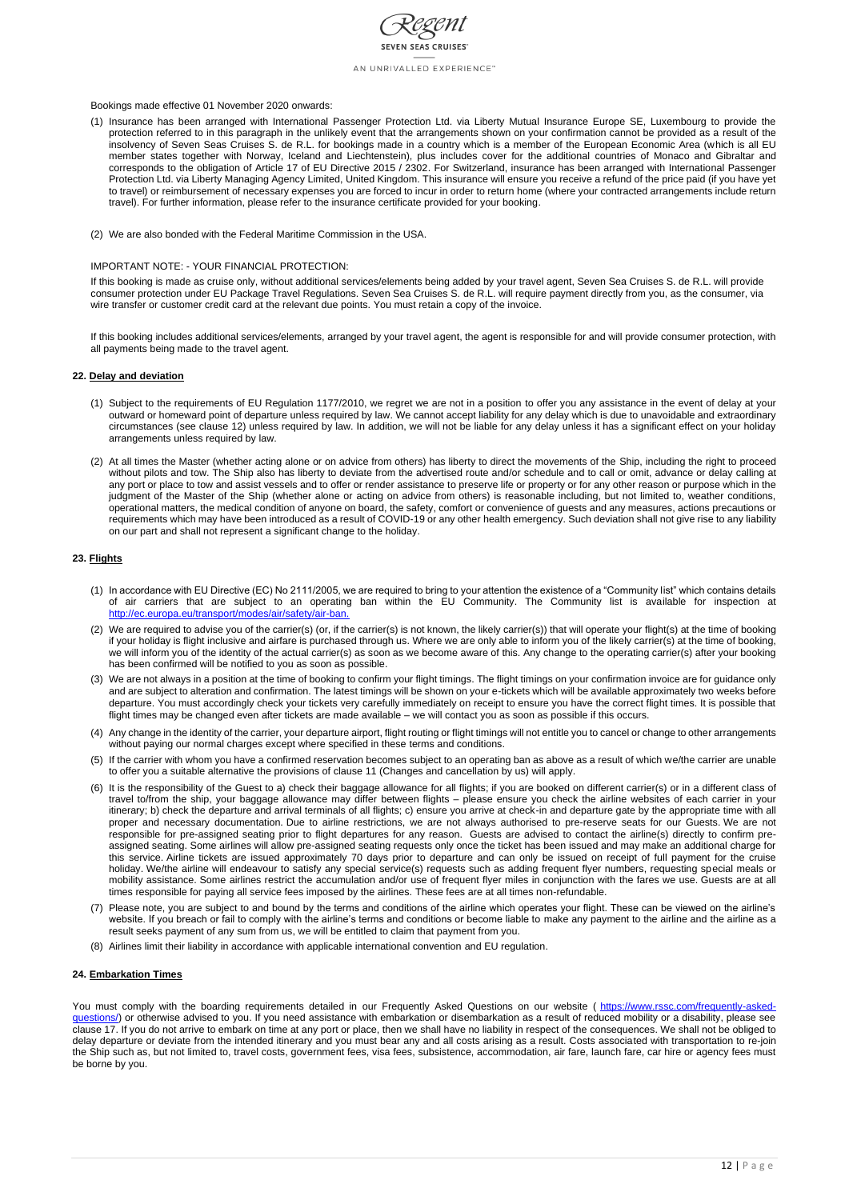Bookings made effective 01 November 2020 onwards:

(1) Insurance has been arranged with International Passenger Protection Ltd. via Liberty Mutual Insurance Europe SE, Luxembourg to provide the protection referred to in this paragraph in the unlikely event that the arrangements shown on your confirmation cannot be provided as a result of the insolvency of Seven Seas Cruises S. de R.L. for bookings made in a country which is a member of the European Economic Area (which is all EU member states together with Norway, Iceland and Liechtenstein), plus includes cover for the additional countries of Monaco and Gibraltar and corresponds to the obligation of Article 17 of EU Directive 2015 / 2302. For Switzerland, insurance has been arranged with International Passenger Protection Ltd. via Liberty Managing Agency Limited, United Kingdom. This insurance will ensure you receive a refund of the price paid (if you have yet to travel) or reimbursement of necessary expenses you are forced to incur in order to return home (where your contracted arrangements include return travel). For further information, please refer to the insurance certificate provided for your booking.

(2) We are also bonded with the Federal Maritime Commission in the USA.

IMPORTANT NOTE: - YOUR FINANCIAL PROTECTION:

If this booking is made as cruise only, without additional services/elements being added by your travel agent, Seven Sea Cruises S. de R.L. will provide consumer protection under EU Package Travel Regulations. Seven Sea Cruises S. de R.L. will require payment directly from you, as the consumer, via wire transfer or customer credit card at the relevant due points. You must retain a copy of the invoice.

If this booking includes additional services/elements, arranged by your travel agent, the agent is responsible for and will provide consumer protection, with all payments being made to the travel agent.

## 22. Delay and deviation

(1) Subject to the requirements of EU Regulation 1177/2010, we regret we are not in a position to offer you any assistance in the event of delay at your outward or homeward point of departure unless required by law. We cannot accept liability for any delay which is due to unavoidable and extraordinary circumstances (see clause 12) unless required by law. In addition, we will not be liable for any delay unless it has a significant effect on your holiday arrangements unless required by law.

(2) At all times the Master (whether acting alone or on advice from others) has liberty to direct the movements of the Ship, including the right to proceed without pilots and tow. The Ship also has liberty to deviate from the advertised route and/or schedule and to call or omit, advance or delay calling at any port or place to tow and assist vessels and to offer or render assistance to preserve life or property or for any other reason or purpose which in the judgment of the Master of the Ship (whether alone or acting on advice from others) is reasonable including, but not limited to, weather conditions, operational matters, the medical condition of anyone on board, the safety, comfort or convenience of guests and any measures, actions precautions or requirements which may have been introduced as a result of COVID-19 or any other health emergency. Such deviation shall not give rise to any liability on our part and shall not represent a significant change to the holiday.

## 23. Flights

(1) In accordance with EU Directive (EC) No 2111/2005, we are required to bring to your attention the existence of a "Community list" which contains details of air carriers that are subject to an operating ban within the EU Community. The Community list is available for inspection at http://ec.europa.eu/transport/modes/air/safety/air-ban.

(2) We are required to advise you of the carrier(s) (or, if the carrier(s) is not known, the likely carrier(s)) that will operate your flight(s) at the time of booking if your holiday is flight inclusive and airfare is purchased through us. Where we are only able to inform you of the likely carrier(s) at the time of booking, we will inform you of the identity of the actual carrier(s) as soon as we become aware of this. Any change to the operating carrier(s) after your booking has been confirmed will be notified to you as soon as possible.

(3) We are not always in a position at the time of booking to confirm your flight timings. The flight timings on your confirmation invoice are for guidance only and are subject to alteration and confirmation. The latest timings will be shown on your e-tickets which will be available approximately two weeks before departure. You must accordingly check your tickets very carefully immediately on receipt to ensure you have the correct flight times. It is possible that flight times may be changed even after tickets are made available – we will contact you as soon as possible if this occurs.

(4) Any change in the identity of the carrier, your departure airport, flight routing or flight timings will not entitle you to cancel or change to other arrangements without paying our normal charges except where specified in these terms and conditions.

(5) If the carrier with whom you have a confirmed reservation becomes subject to an operating ban as above as a result of which we/the carrier are unable to offer you a suitable alternative the provisions of clause 11 (Changes and cancellation by us) will apply.

(6) It is the responsibility of the Guest to a) check their baggage allowance for all flights; if you are booked on different carrier(s) or in a different class of travel to/from the ship, your baggage allowance may differ between flights – please ensure you check the airline websites of each carrier in your itinerary; b) check the departure and arrival terminals of all flights; c) ensure you arrive at check-in and departure gate by the appropriate time with all proper and necessary documentation. Due to airline restrictions, we are not always authorised to pre-reserve seats for our Guests. We are not responsible for pre-assigned seating prior to flight departures for any reason. Guests are advised to contact the airline(s) directly to confirm pre-assigned seating. Some airlines will allow pre-assigned seating requests only once the ticket has been issued and may make an additional charge for this service. Airline tickets are issued approximately 70 days prior to departure and can only be issued on receipt of full payment for the cruise holiday. We/the airline will endeavour to satisfy any special service(s) requests such as adding frequent flyer numbers, requesting special meals or mobility assistance. Some airlines restrict the accumulation and/or use of frequent flyer miles in conjunction with the fares we use. Guests are at all times responsible for paying all service fees imposed by the airlines. These fees are at all times non-refundable.

(7) Please note, you are subject to and bound by the terms and conditions of the airline which operates your flight. These can be viewed on the airline's website. If you breach or fail to comply with the airline's terms and conditions or become liable to make any payment to the airline and the airline as a result seeks payment of any sum from us, we will be entitled to claim that payment from you.

(8) Airlines limit their liability in accordance with applicable international convention and EU regulation.

## 24. Embarkation Times

You must comply with the boarding requirements detailed in our Frequently Asked Questions on our website ( https://www.rssc.com/frequently-asked-questions/) or otherwise advised to you. If you need assistance with embarkation or disembarkation as a result of reduced mobility or a disability, please see clause 17. If you do not arrive to embark on time at any port or place, then we shall have no liability in respect of the consequences. We shall not be obliged to delay departure or deviate from the intended itinerary and you must bear any and all costs arising as a result. Costs associated with transportation to re-join the Ship such as, but not limited to, travel costs, government fees, visa fees, subsistence, accommodation, air fare, launch fare, car hire or agency fees must be borne by you.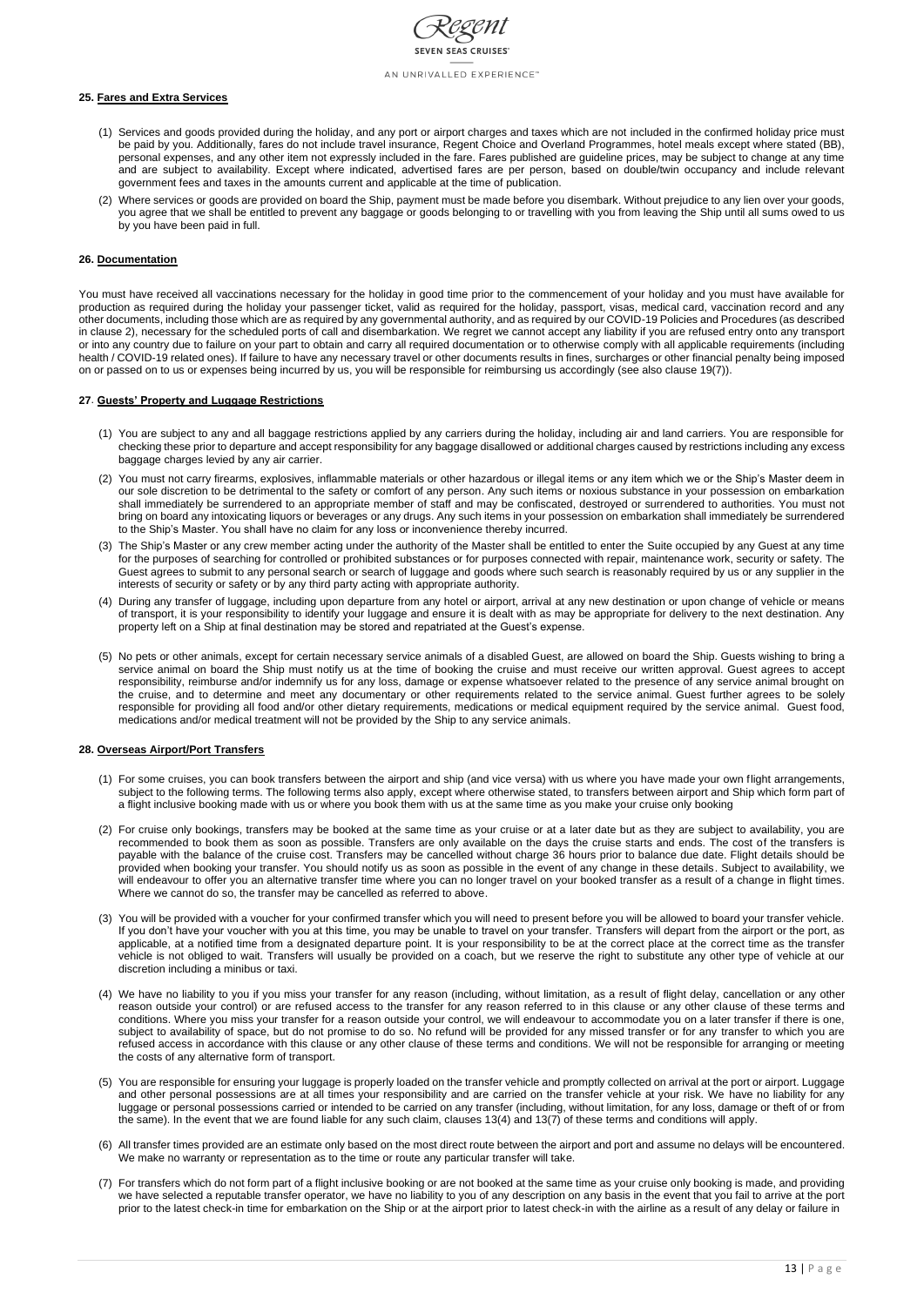## 25. Fares and Extra Services

(1) Services and goods provided during the holiday, and any port or airport charges and taxes which are not included in the confirmed holiday price must be paid by you. Additionally, fares do not include travel insurance, Regent Choice and Overland Programmes, hotel meals except where stated (BB), personal expenses, and any other item not expressly included in the fare. Fares published are guideline prices, may be subject to change at any time and are subject to availability. Except where indicated, advertised fares are per person, based on double/twin occupancy and include relevant government fees and taxes in the amounts current and applicable at the time of publication.

(2) Where services or goods are provided on board the Ship, payment must be made before you disembark. Without prejudice to any lien over your goods, you agree that we shall be entitled to prevent any baggage or goods belonging to or travelling with you from leaving the Ship until all sums owed to us by you have been paid in full.

## 26. Documentation

You must have received all vaccinations necessary for the holiday in good time prior to the commencement of your holiday and you must have available for production as required during the holiday your passenger ticket, valid as required for the holiday, passport, visas, medical card, vaccination record and any other documents, including those which are as required by any governmental authority, and as required by our COVID-19 Policies and Procedures (as described in clause 2), necessary for the scheduled ports of call and disembarkation. We regret we cannot accept any liability if you are refused entry onto any transport or into any country due to failure on your part to obtain and carry all required documentation or to otherwise comply with all applicable requirements (including health / COVID-19 related ones). If failure to have any necessary travel or other documents results in fines, surcharges or other financial penalty being imposed on or passed on to us or expenses being incurred by us, you will be responsible for reimbursing us accordingly (see also clause 19(7)).

## 27. Guests' Property and Luggage Restrictions

(1) You are subject to any and all baggage restrictions applied by any carriers during the holiday, including air and land carriers. You are responsible for checking these prior to departure and accept responsibility for any baggage disallowed or additional charges caused by restrictions including any excess baggage charges levied by any air carrier.

(2) You must not carry firearms, explosives, inflammable materials or other hazardous or illegal items or any item which we or the Ship's Master deem in our sole discretion to be detrimental to the safety or comfort of any person. Any such items or noxious substance in your possession on embarkation shall immediately be surrendered to an appropriate member of staff and may be confiscated, destroyed or surrendered to authorities. You must not bring on board any intoxicating liquors or beverages or any drugs. Any such items in your possession on embarkation shall immediately be surrendered to the Ship's Master. You shall have no claim for any loss or inconvenience thereby incurred.

(3) The Ship's Master or any crew member acting under the authority of the Master shall be entitled to enter the Suite occupied by any Guest at any time for the purposes of searching for controlled or prohibited substances or for purposes connected with repair, maintenance work, security or safety. The Guest agrees to submit to any personal search or search of luggage and goods where such search is reasonably required by us or any supplier in the interests of security or safety or by any third party acting with appropriate authority.

(4) During any transfer of luggage, including upon departure from any hotel or airport, arrival at any new destination or upon change of vehicle or means of transport, it is your responsibility to identify your luggage and ensure it is dealt with as may be appropriate for delivery to the next destination. Any property left on a Ship at final destination may be stored and repatriated at the Guest's expense.

(5) No pets or other animals, except for certain necessary service animals of a disabled Guest, are allowed on board the Ship. Guests wishing to bring a service animal on board the Ship must notify us at the time of booking the cruise and must receive our written approval. Guest agrees to accept responsibility, reimburse and/or indemnify us for any loss, damage or expense whatsoever related to the presence of any service animal brought on the cruise, and to determine and meet any documentary or other requirements related to the service animal. Guest further agrees to be solely responsible for providing all food and/or other dietary requirements, medications or medical equipment required by the service animal. Guest food, medications and/or medical treatment will not be provided by the Ship to any service animals.

## 28. Overseas Airport/Port Transfers

(1) For some cruises, you can book transfers between the airport and ship (and vice versa) with us where you have made your own flight arrangements, subject to the following terms. The following terms also apply, except where otherwise stated, to transfers between airport and Ship which form part of a flight inclusive booking made with us or where you book them with us at the same time as you make your cruise only booking

(2) For cruise only bookings, transfers may be booked at the same time as your cruise or at a later date but as they are subject to availability, you are recommended to book them as soon as possible. Transfers are only available on the days the cruise starts and ends. The cost of the transfers is payable with the balance of the cruise cost. Transfers may be cancelled without charge 36 hours prior to balance due date. Flight details should be provided when booking your transfer. You should notify us as soon as possible in the event of any change in these details. Subject to availability, we will endeavour to offer you an alternative transfer time where you can no longer travel on your booked transfer as a result of a change in flight times. Where we cannot do so, the transfer may be cancelled as referred to above.

(3) You will be provided with a voucher for your confirmed transfer which you will need to present before you will be allowed to board your transfer vehicle. If you don't have your voucher with you at this time, you may be unable to travel on your transfer. Transfers will depart from the airport or the port, as applicable, at a notified time from a designated departure point. It is your responsibility to be at the correct place at the correct time as the transfer vehicle is not obliged to wait. Transfers will usually be provided on a coach, but we reserve the right to substitute any other type of vehicle at our discretion including a minibus or taxi.

(4) We have no liability to you if you miss your transfer for any reason (including, without limitation, as a result of flight delay, cancellation or any other reason outside your control) or are refused access to the transfer for any reason referred to in this clause or any other clause of these terms and conditions. Where you miss your transfer for a reason outside your control, we will endeavour to accommodate you on a later transfer if there is one, subject to availability of space, but do not promise to do so. No refund will be provided for any missed transfer or for any transfer to which you are refused access in accordance with this clause or any other clause of these terms and conditions. We will not be responsible for arranging or meeting the costs of any alternative form of transport.

(5) You are responsible for ensuring your luggage is properly loaded on the transfer vehicle and promptly collected on arrival at the port or airport. Luggage and other personal possessions are at all times your responsibility and are carried on the transfer vehicle at your risk. We have no liability for any luggage or personal possessions carried or intended to be carried on any transfer (including, without limitation, for any loss, damage or theft of or from the same). In the event that we are found liable for any such claim, clauses 13(4) and 13(7) of these terms and conditions will apply.

(6) All transfer times provided are an estimate only based on the most direct route between the airport and port and assume no delays will be encountered. We make no warranty or representation as to the time or route any particular transfer will take.

(7) For transfers which do not form part of a flight inclusive booking or are not booked at the same time as your cruise only booking is made, and providing we have selected a reputable transfer operator, we have no liability to you of any description on any basis in the event that you fail to arrive at the port prior to the latest check-in time for embarkation on the Ship or at the airport prior to latest check-in with the airline as a result of any delay or failure in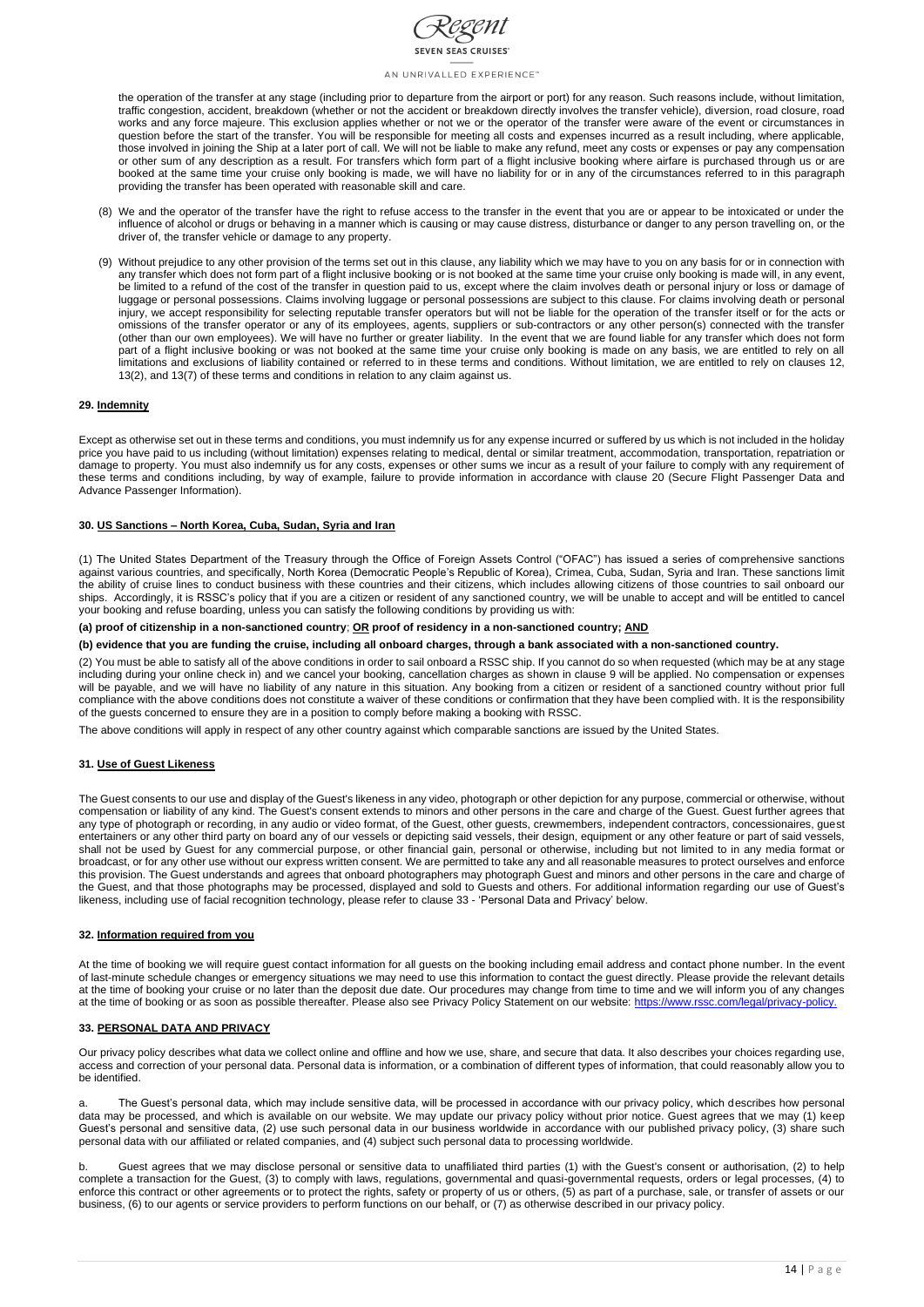the operation of the transfer at any stage (including prior to departure from the airport or port) for any reason. Such reasons include, without limitation, traffic congestion, accident, breakdown (whether or not the accident or breakdown directly involves the transfer vehicle), diversion, road closure, road works and any force majeure. This exclusion applies whether or not we or the operator of the transfer were aware of the event or circumstances in question before the start of the transfer. You will be responsible for meeting all costs and expenses incurred as a result including, where applicable, those involved in joining the Ship at a later port of call. We will not be liable to make any refund, meet any costs or expenses or pay any compensation or other sum of any description as a result. For transfers which form part of a flight inclusive booking where airfare is purchased through us or are booked at the same time your cruise only booking is made, we will have no liability for or in any of the circumstances referred to in this paragraph providing the transfer has been operated with reasonable skill and care.

(8) We and the operator of the transfer have the right to refuse access to the transfer in the event that you are or appear to be intoxicated or under the influence of alcohol or drugs or behaving in a manner which is causing or may cause distress, disturbance or danger to any person travelling on, or the driver of, the transfer vehicle or damage to any property.

(9) Without prejudice to any other provision of the terms set out in this clause, any liability which we may have to you on any basis for or in connection with any transfer which does not form part of a flight inclusive booking or is not booked at the same time your cruise only booking is made will, in any event, be limited to a refund of the cost of the transfer in question paid to us, except where the claim involves death or personal injury or loss or damage of luggage or personal possessions. Claims involving luggage or personal possessions are subject to this clause. For claims involving death or personal injury, we accept responsibility for selecting reputable transfer operators but will not be liable for the operation of the transfer itself or for the acts or omissions of the transfer operator or any of its employees, agents, suppliers or sub-contractors or any other person(s) connected with the transfer (other than our own employees). We will have no further or greater liability. In the event that we are found liable for any transfer which does not form part of a flight inclusive booking or was not booked at the same time your cruise only booking is made on any basis, we are entitled to rely on all limitations and exclusions of liability contained or referred to in these terms and conditions. Without limitation, we are entitled to rely on clauses 12, 13(2), and 13(7) of these terms and conditions in relation to any claim against us.

## 29. Indemnity

Except as otherwise set out in these terms and conditions, you must indemnify us for any expense incurred or suffered by us which is not included in the holiday price you have paid to us including (without limitation) expenses relating to medical, dental or similar treatment, accommodation, transportation, repatriation or damage to property. You must also indemnify us for any costs, expenses or other sums we incur as a result of your failure to comply with any requirement of these terms and conditions including, by way of example, failure to provide information in accordance with clause 20 (Secure Flight Passenger Data and Advance Passenger Information).

## 30. US Sanctions – North Korea, Cuba, Sudan, Syria and Iran

(1) The United States Department of the Treasury through the Office of Foreign Assets Control ("OFAC") has issued a series of comprehensive sanctions against various countries, and specifically, North Korea (Democratic People's Republic of Korea), Crimea, Cuba, Sudan, Syria and Iran. These sanctions limit the ability of cruise lines to conduct business with these countries and their citizens, which includes allowing citizens of those countries to sail onboard our ships. Accordingly, it is RSSC's policy that if you are a citizen or resident of any sanctioned country, we will be unable to accept and will be entitled to cancel your booking and refuse boarding, unless you can satisfy the following conditions by providing us with:

**(a) proof of citizenship in a non-sanctioned country**; **OR proof of residency in a non-sanctioned country; AND**

**(b) evidence that you are funding the cruise, including all onboard charges, through a bank associated with a non-sanctioned country.**

(2) You must be able to satisfy all of the above conditions in order to sail onboard a RSSC ship. If you cannot do so when requested (which may be at any stage including during your online check in) and we cancel your booking, cancellation charges as shown in clause 9 will be applied. No compensation or expenses will be payable, and we will have no liability of any nature in this situation. Any booking from a citizen or resident of a sanctioned country without prior full compliance with the above conditions does not constitute a waiver of these conditions or confirmation that they have been complied with. It is the responsibility of the guests concerned to ensure they are in a position to comply before making a booking with RSSC.

The above conditions will apply in respect of any other country against which comparable sanctions are issued by the United States.

## 31. Use of Guest Likeness

The Guest consents to our use and display of the Guest's likeness in any video, photograph or other depiction for any purpose, commercial or otherwise, without compensation or liability of any kind. The Guest's consent extends to minors and other persons in the care and charge of the Guest. Guest further agrees that any type of photograph or recording, in any audio or video format, of the Guest, other guests, crewmembers, independent contractors, concessionaires, guest entertainers or any other third party on board any of our vessels or depicting said vessels, their design, equipment or any other feature or part of said vessels, shall not be used by Guest for any commercial purpose, or other financial gain, personal or otherwise, including but not limited to in any media format or broadcast, or for any other use without our express written consent. We are permitted to take any and all reasonable measures to protect ourselves and enforce this provision. The Guest understands and agrees that onboard photographers may photograph Guest and minors and other persons in the care and charge of the Guest, and that those photographs may be processed, displayed and sold to Guests and others. For additional information regarding our use of Guest's likeness, including use of facial recognition technology, please refer to clause 33 - 'Personal Data and Privacy' below.

## 32. Information required from you

At the time of booking we will require guest contact information for all guests on the booking including email address and contact phone number. In the event of last-minute schedule changes or emergency situations we may need to use this information to contact the guest directly. Please provide the relevant details at the time of booking your cruise or no later than the deposit due date. Our procedures may change from time to time and we will inform you of any changes at the time of booking or as soon as possible thereafter. Please also see Privacy Policy Statement on our website: https://www.rssc.com/legal/privacy-policy.

## 33. PERSONAL DATA AND PRIVACY

Our privacy policy describes what data we collect online and offline and how we use, share, and secure that data. It also describes your choices regarding use, access and correction of your personal data. Personal data is information, or a combination of different types of information, that could reasonably allow you to be identified.

a. The Guest's personal data, which may include sensitive data, will be processed in accordance with our privacy policy, which describes how personal data may be processed, and which is available on our website. We may update our privacy policy without prior notice. Guest agrees that we may (1) keep Guest's personal and sensitive data, (2) use such personal data in our business worldwide in accordance with our published privacy policy, (3) share such personal data with our affiliated or related companies, and (4) subject such personal data to processing worldwide.

b. Guest agrees that we may disclose personal or sensitive data to unaffiliated third parties (1) with the Guest's consent or authorisation, (2) to help complete a transaction for the Guest, (3) to comply with laws, regulations, governmental and quasi-governmental requests, orders or legal processes, (4) to enforce this contract or other agreements or to protect the rights, safety or property of us or others, (5) as part of a purchase, sale, or transfer of assets or our business, (6) to our agents or service providers to perform functions on our behalf, or (7) as otherwise described in our privacy policy.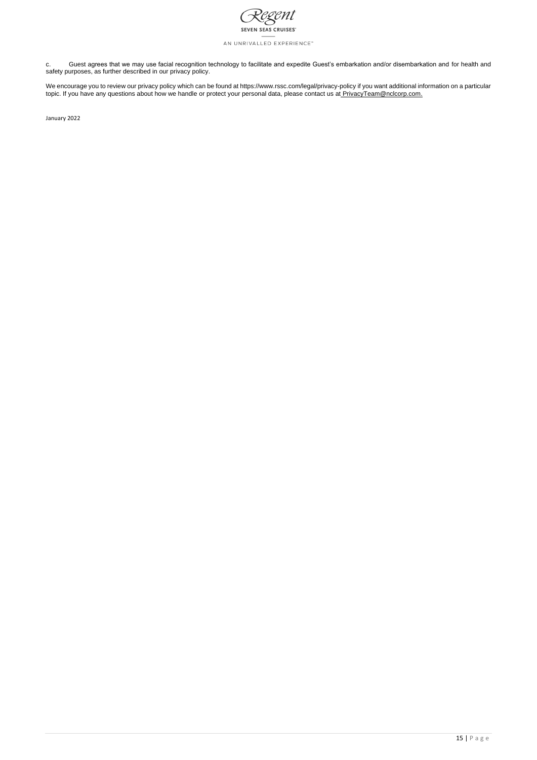c. Guest agrees that we may use facial recognition technology to facilitate and expedite Guest's embarkation and/or disembarkation and for health and safety purposes, as further described in our privacy policy.

We encourage you to review our privacy policy which can be found at https://www.rssc.com/legal/privacy-policy if you want additional information on a particular topic. If you have any questions about how we handle or protect your personal data, please contact us at PrivacyTeam@nclcorp.com.

January 2022